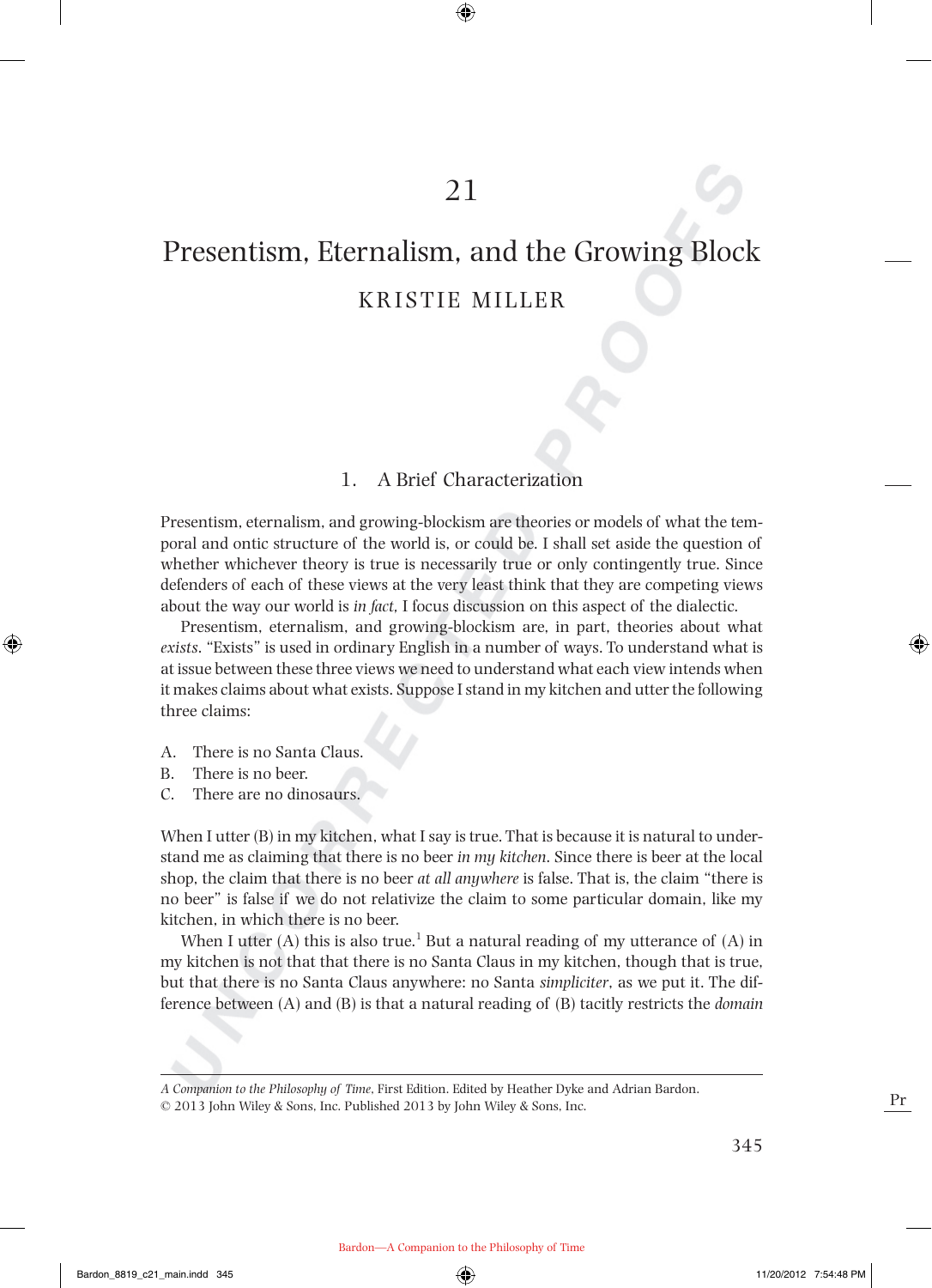# 21

# Presentism, Eternalism, and the Growing Block

KRISTIE MILLER

## 1. A Brief Characterization

Presentism, eternalism, and growing-blockism are theories or models of what the temporal and ontic structure of the world is, or could be. I shall set aside the question of whether whichever theory is true is necessarily true or only contingently true. Since defenders of each of these views at the very least think that they are competing views about the way our world is *in fact,* I focus discussion on this aspect of the dialectic.

Presentism, eternalism, and growing-blockism are, in part, theories about what *exists*. "Exists" is used in ordinary English in a number of ways. To understand what is at issue between these three views we need to understand what each view intends when it makes claims about what exists. Suppose I stand in my kitchen and utter the following three claims:

A. There is no Santa Claus.
B. There is no beer.
C. There are no dinosaurs.

When I utter (B) in my kitchen, what I say is true. That is because it is natural to understand me as claiming that there is no beer *in my kitchen*. Since there is beer at the local shop, the claim that there is no beer *at all anywhere* is false. That is, the claim "there is no beer" is false if we do not relativize the claim to some particular domain, like my kitchen, in which there is no beer.

When I utter (A) this is also true.[1] But a natural reading of my utterance of (A) in my kitchen is not that that there is no Santa Claus in my kitchen, though that is true, but that there is no Santa Claus anywhere: no Santa *simpliciter*, as we put it. The difference between (A) and (B) is that a natural reading of (B) tacitly restricts the *domain*

*A Companion to the Philosophy of Time*, First Edition. Edited by Heather Dyke and Adrian Bardon.
© 2013 John Wiley & Sons, Inc. Published 2013 by John Wiley & Sons, Inc.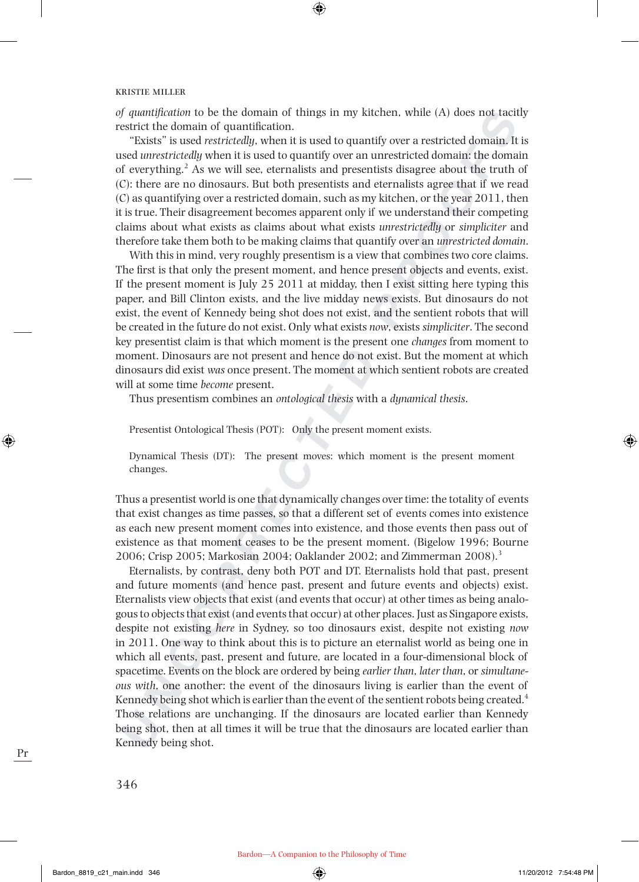*of quantification* to be the domain of things in my kitchen, while (A) does not tacitly restrict the domain of quantification.

"Exists" is used *restrictedly*, when it is used to quantify over a restricted domain. It is used *unrestrictedly* when it is used to quantify over an unrestricted domain: the domain of everything.[2] As we will see, eternalists and presentists disagree about the truth of (C): there are no dinosaurs. But both presentists and eternalists agree that if we read (C) as quantifying over a restricted domain, such as my kitchen, or the year 2011, then it is true. Their disagreement becomes apparent only if we understand their competing claims about what exists as claims about what exists *unrestrictedly* or *simpliciter* and therefore take them both to be making claims that quantify over an *unrestricted domain*.

With this in mind, very roughly presentism is a view that combines two core claims. The first is that only the present moment, and hence present objects and events, exist. If the present moment is July 25 2011 at midday, then I exist sitting here typing this paper, and Bill Clinton exists, and the live midday news exists. But dinosaurs do not exist, the event of Kennedy being shot does not exist, and the sentient robots that will be created in the future do not exist. Only what exists *now*, exists *simpliciter*. The second key presentist claim is that which moment is the present one *changes* from moment to moment. Dinosaurs are not present and hence do not exist. But the moment at which dinosaurs did exist *was* once present. The moment at which sentient robots are created will at some time *become* present.

Thus presentism combines an *ontological thesis* with a *dynamical thesis*.

> Presentist Ontological Thesis (POT): Only the present moment exists.

> Dynamical Thesis (DT): The present moves: which moment is the present moment changes.

Thus a presentist world is one that dynamically changes over time: the totality of events that exist changes as time passes, so that a different set of events comes into existence as each new present moment comes into existence, and those events then pass out of existence as that moment ceases to be the present moment. (Bigelow 1996; Bourne 2006; Crisp 2005; Markosian 2004; Oaklander 2002; and Zimmerman 2008).[3]

Eternalists, by contrast, deny both POT and DT. Eternalists hold that past, present and future moments (and hence past, present and future events and objects) exist. Eternalists view objects that exist (and events that occur) at other times as being analogous to objects that exist (and events that occur) at other places. Just as Singapore exists, despite not existing *here* in Sydney, so too dinosaurs exist, despite not existing *now* in 2011. One way to think about this is to picture an eternalist world as being one in which all events, past, present and future, are located in a four-dimensional block of spacetime. Events on the block are ordered by being *earlier than*, *later than*, or *simultaneous with*, one another: the event of the dinosaurs living is earlier than the event of Kennedy being shot which is earlier than the event of the sentient robots being created.[4] Those relations are unchanging. If the dinosaurs are located earlier than Kennedy being shot, then at all times it will be true that the dinosaurs are located earlier than Kennedy being shot.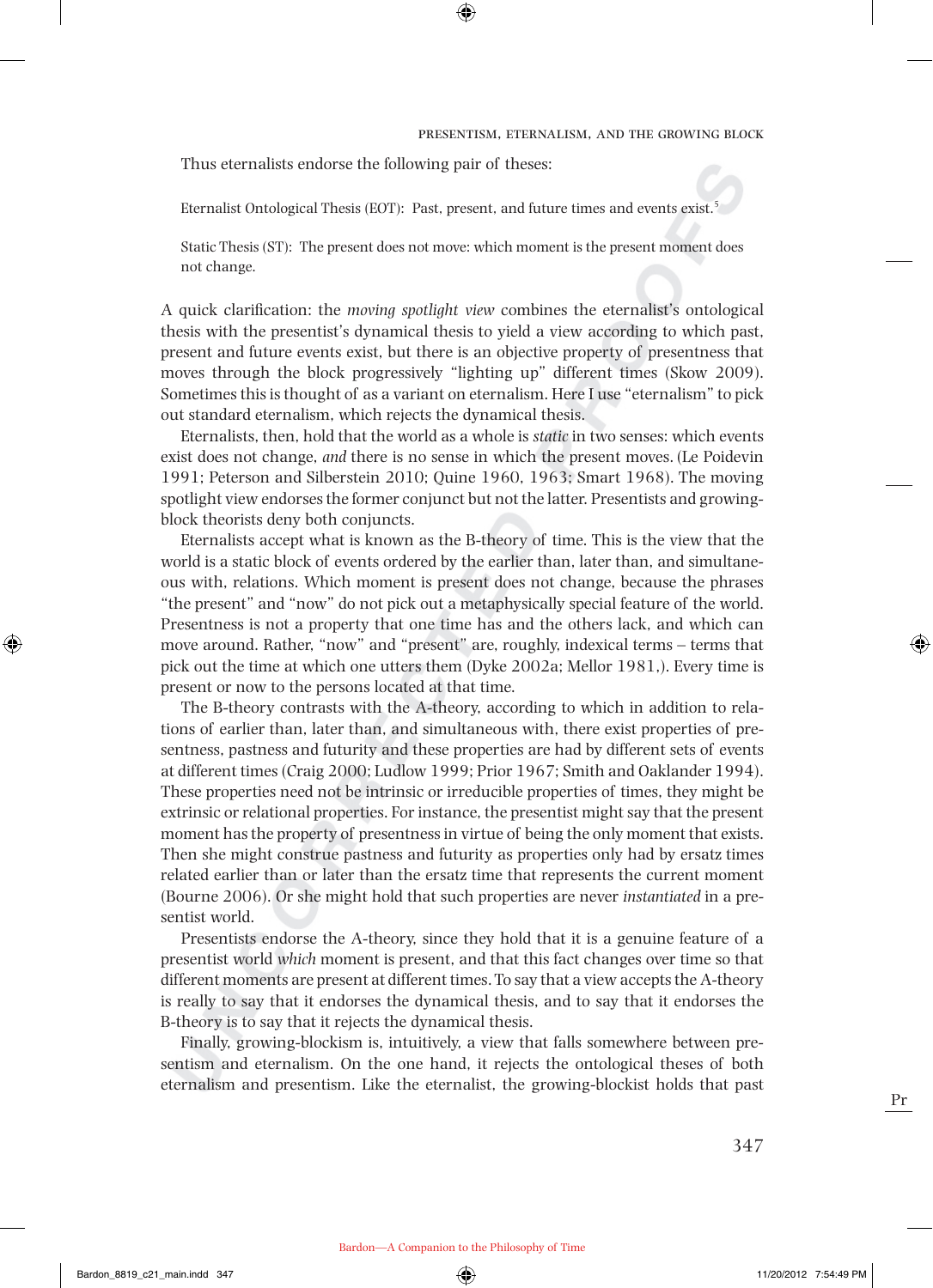Thus eternalists endorse the following pair of theses:

Eternalist Ontological Thesis (EOT): Past, present, and future times and events exist.[5]

Static Thesis (ST): The present does not move: which moment is the present moment does not change.

A quick clarification: the *moving spotlight view* combines the eternalist's ontological thesis with the presentist's dynamical thesis to yield a view according to which past, present and future events exist, but there is an objective property of presentness that moves through the block progressively "lighting up" different times (Skow 2009). Sometimes this is thought of as a variant on eternalism. Here I use "eternalism" to pick out standard eternalism, which rejects the dynamical thesis.

Eternalists, then, hold that the world as a whole is *static* in two senses: which events exist does not change, *and* there is no sense in which the present moves. (Le Poidevin 1991; Peterson and Silberstein 2010; Quine 1960, 1963; Smart 1968). The moving spotlight view endorses the former conjunct but not the latter. Presentists and growing-block theorists deny both conjuncts.

Eternalists accept what is known as the B-theory of time. This is the view that the world is a static block of events ordered by the earlier than, later than, and simultaneous with, relations. Which moment is present does not change, because the phrases "the present" and "now" do not pick out a metaphysically special feature of the world. Presentness is not a property that one time has and the others lack, and which can move around. Rather, "now" and "present" are, roughly, indexical terms – terms that pick out the time at which one utters them (Dyke 2002a; Mellor 1981,). Every time is present or now to the persons located at that time.

The B-theory contrasts with the A-theory, according to which in addition to relations of earlier than, later than, and simultaneous with, there exist properties of presentness, pastness and futurity and these properties are had by different sets of events at different times (Craig 2000; Ludlow 1999; Prior 1967; Smith and Oaklander 1994). These properties need not be intrinsic or irreducible properties of times, they might be extrinsic or relational properties. For instance, the presentist might say that the present moment has the property of presentness in virtue of being the only moment that exists. Then she might construe pastness and futurity as properties only had by ersatz times related earlier than or later than the ersatz time that represents the current moment (Bourne 2006). Or she might hold that such properties are never *instantiated* in a presentist world.

Presentists endorse the A-theory, since they hold that it is a genuine feature of a presentist world *which* moment is present, and that this fact changes over time so that different moments are present at different times. To say that a view accepts the A-theory is really to say that it endorses the dynamical thesis, and to say that it endorses the B-theory is to say that it rejects the dynamical thesis.

Finally, growing-blockism is, intuitively, a view that falls somewhere between presentism and eternalism. On the one hand, it rejects the ontological theses of both eternalism and presentism. Like the eternalist, the growing-blockist holds that past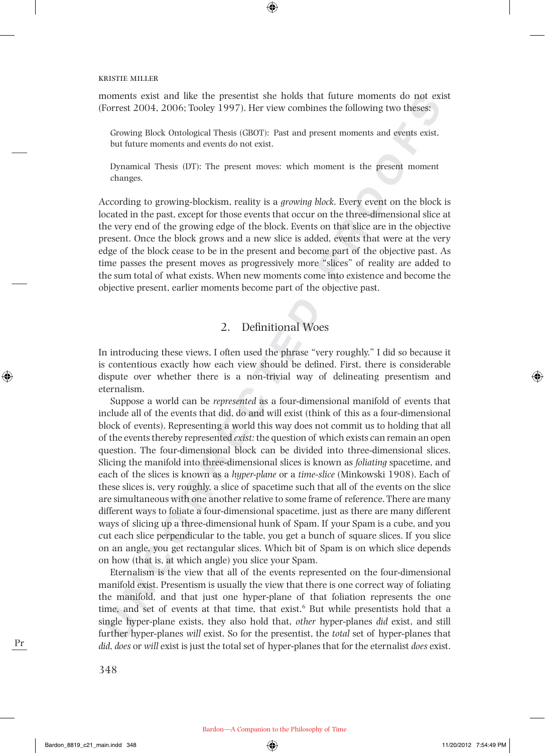moments exist and like the presentist she holds that future moments do not exist (Forrest 2004, 2006; Tooley 1997). Her view combines the following two theses:

> Growing Block Ontological Thesis (GBOT): Past and present moments and events exist, but future moments and events do not exist.

> Dynamical Thesis (DT): The present moves: which moment is the present moment changes.

According to growing-blockism, reality is a *growing block*. Every event on the block is located in the past, except for those events that occur on the three-dimensional slice at the very end of the growing edge of the block. Events on that slice are in the objective present. Once the block grows and a new slice is added, events that were at the very edge of the block cease to be in the present and become part of the objective past. As time passes the present moves as progressively more "slices" of reality are added to the sum total of what exists. When new moments come into existence and become the objective present, earlier moments become part of the objective past.

## 2. Definitional Woes

In introducing these views, I often used the phrase "very roughly." I did so because it is contentious exactly how each view should be defined. First, there is considerable dispute over whether there is a non-trivial way of delineating presentism and eternalism.

Suppose a world can be *represented* as a four-dimensional manifold of events that include all of the events that did, do and will exist (think of this as a four-dimensional block of events). Representing a world this way does not commit us to holding that all of the events thereby represented *exist:* the question of which exists can remain an open question. The four-dimensional block can be divided into three-dimensional slices. Slicing the manifold into three-dimensional slices is known as *foliating* spacetime, and each of the slices is known as a *hyper-plane* or a *time-slice* (Minkowski 1908). Each of these slices is, very roughly, a slice of spacetime such that all of the events on the slice are simultaneous with one another relative to some frame of reference. There are many different ways to foliate a four-dimensional spacetime, just as there are many different ways of slicing up a three-dimensional hunk of Spam. If your Spam is a cube, and you cut each slice perpendicular to the table, you get a bunch of square slices. If you slice on an angle, you get rectangular slices. Which bit of Spam is on which slice depends on how (that is, at which angle) you slice your Spam.

Eternalism is the view that all of the events represented on the four-dimensional manifold exist. Presentism is usually the view that there is one correct way of foliating the manifold, and that just one hyper-plane of that foliation represents the one time, and set of events at that time, that exist.[6] But while presentists hold that a single hyper-plane exists, they also hold that, *other* hyper-planes *did* exist, and still further hyper-planes *will* exist. So for the presentist, the *total* set of hyper-planes that *did*, *does* or *will* exist is just the total set of hyper-planes that for the eternalist *does* exist.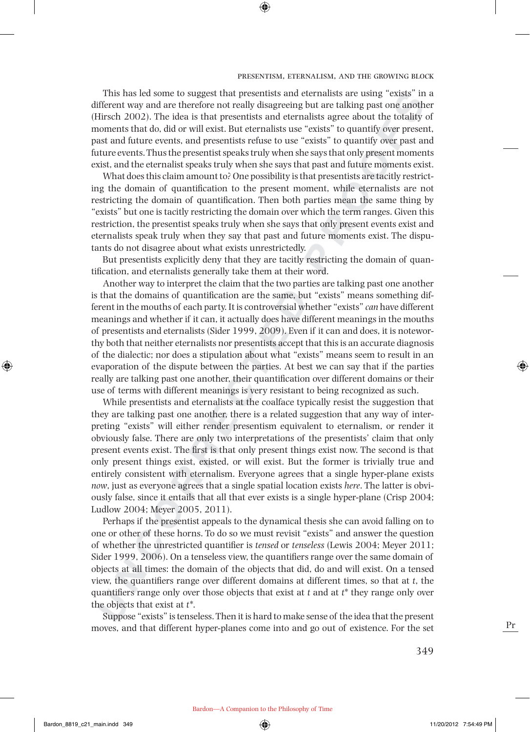This has led some to suggest that presentists and eternalists are using "exists" in a different way and are therefore not really disagreeing but are talking past one another (Hirsch 2002). The idea is that presentists and eternalists agree about the totality of moments that do, did or will exist. But eternalists use "exists" to quantify over present, past and future events, and presentists refuse to use "exists" to quantify over past and future events. Thus the presentist speaks truly when she says that only present moments exist, and the eternalist speaks truly when she says that past and future moments exist.

What does this claim amount to? One possibility is that presentists are tacitly restricting the domain of quantification to the present moment, while eternalists are not restricting the domain of quantification. Then both parties mean the same thing by "exists" but one is tacitly restricting the domain over which the term ranges. Given this restriction, the presentist speaks truly when she says that only present events exist and eternalists speak truly when they say that past and future moments exist. The disputants do not disagree about what exists unrestrictedly.

But presentists explicitly deny that they are tacitly restricting the domain of quantification, and eternalists generally take them at their word.

Another way to interpret the claim that the two parties are talking past one another is that the domains of quantification are the same, but "exists" means something different in the mouths of each party. It is controversial whether "exists" *can* have different meanings and whether if it can, it actually does have different meanings in the mouths of presentists and eternalists (Sider 1999, 2009). Even if it can and does, it is noteworthy both that neither eternalists nor presentists accept that this is an accurate diagnosis of the dialectic; nor does a stipulation about what "exists" means seem to result in an evaporation of the dispute between the parties. At best we can say that if the parties really are talking past one another, their quantification over different domains or their use of terms with different meanings is very resistant to being recognized as such.

While presentists and eternalists at the coalface typically resist the suggestion that they are talking past one another, there is a related suggestion that any way of interpreting "exists" will either render presentism equivalent to eternalism, or render it obviously false. There are only two interpretations of the presentists' claim that only present events exist. The first is that only present things exist now. The second is that only present things exist, existed, or will exist. But the former is trivially true and entirely consistent with eternalism. Everyone agrees that a single hyper-plane exists *now*, just as everyone agrees that a single spatial location exists *here*. The latter is obviously false, since it entails that all that ever exists is a single hyper-plane (Crisp 2004; Ludlow 2004; Meyer 2005, 2011).

Perhaps if the presentist appeals to the dynamical thesis she can avoid falling on to one or other of these horns. To do so we must revisit "exists" and answer the question of whether the unrestricted quantifier is *tensed* or *tenseless* (Lewis 2004; Meyer 2011; Sider 1999, 2006). On a tenseless view, the quantifiers range over the same domain of objects at all times: the domain of the objects that did, do and will exist. On a tensed view, the quantifiers range over different domains at different times, so that at $t$, the quantifiers range only over those objects that exist at $t$ and at $t^*$ they range only over the objects that exist at $t^*$.

Suppose "exists" is tenseless. Then it is hard to make sense of the idea that the present moves, and that different hyper-planes come into and go out of existence. For the set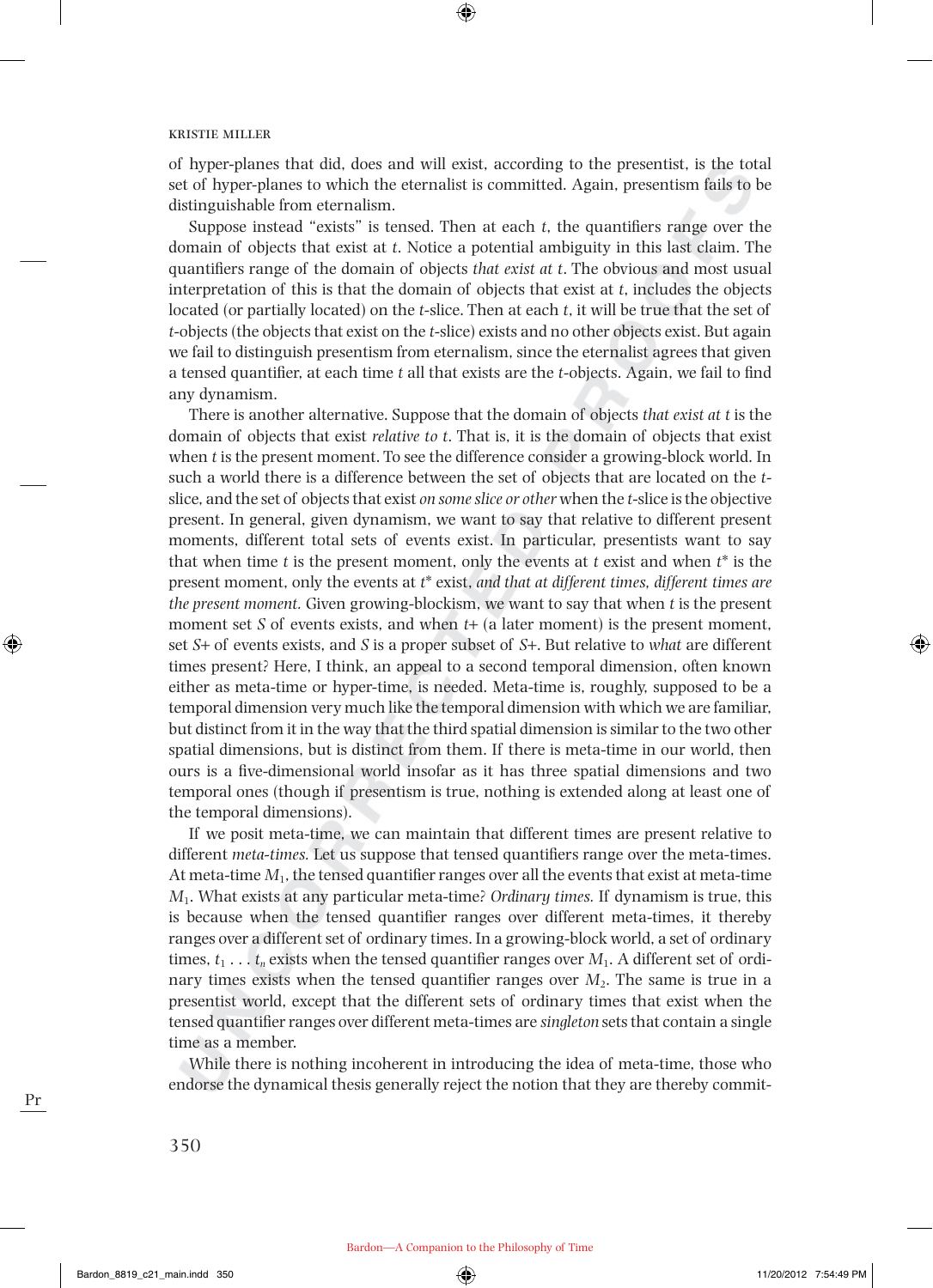of hyper-planes that did, does and will exist, according to the presentist, is the total set of hyper-planes to which the eternalist is committed. Again, presentism fails to be distinguishable from eternalism.

Suppose instead "exists" is tensed. Then at each *t*, the quantifiers range over the domain of objects that exist at *t*. Notice a potential ambiguity in this last claim. The quantifiers range of the domain of objects *that exist at t*. The obvious and most usual interpretation of this is that the domain of objects that exist at *t*, includes the objects located (or partially located) on the *t*-slice. Then at each *t*, it will be true that the set of *t*-objects (the objects that exist on the *t*-slice) exists and no other objects exist. But again we fail to distinguish presentism from eternalism, since the eternalist agrees that given a tensed quantifier, at each time *t* all that exists are the *t*-objects. Again, we fail to find any dynamism.

There is another alternative. Suppose that the domain of objects *that exist at t* is the domain of objects that exist *relative to t*. That is, it is the domain of objects that exist when *t* is the present moment. To see the difference consider a growing-block world. In such a world there is a difference between the set of objects that are located on the *t*-slice, and the set of objects that exist *on some slice or other* when the *t*-slice is the objective present. In general, given dynamism, we want to say that relative to different present moments, different total sets of events exist. In particular, presentists want to say that when time *t* is the present moment, only the events at *t* exist and when *t*\* is the present moment, only the events at *t*\* exist, *and that at different times, different times are the present moment.* Given growing-blockism, we want to say that when *t* is the present moment set *S* of events exists, and when *t*+ (a later moment) is the present moment, set *S*+ of events exists, and *S* is a proper subset of *S*+. But relative to *what* are different times present? Here, I think, an appeal to a second temporal dimension, often known either as meta-time or hyper-time, is needed. Meta-time is, roughly, supposed to be a temporal dimension very much like the temporal dimension with which we are familiar, but distinct from it in the way that the third spatial dimension is similar to the two other spatial dimensions, but is distinct from them. If there is meta-time in our world, then ours is a five-dimensional world insofar as it has three spatial dimensions and two temporal ones (though if presentism is true, nothing is extended along at least one of the temporal dimensions).

If we posit meta-time, we can maintain that different times are present relative to different *meta-times*. Let us suppose that tensed quantifiers range over the meta-times. At meta-time $M_1$, the tensed quantifier ranges over all the events that exist at meta-time $M_1$. What exists at any particular meta-time? *Ordinary times*. If dynamism is true, this is because when the tensed quantifier ranges over different meta-times, it thereby ranges over a different set of ordinary times. In a growing-block world, a set of ordinary times, $t_1 \ldots t_n$ exists when the tensed quantifier ranges over $M_1$. A different set of ordinary times exists when the tensed quantifier ranges over $M_2$. The same is true in a presentist world, except that the different sets of ordinary times that exist when the tensed quantifier ranges over different meta-times are *singleton* sets that contain a single time as a member.

While there is nothing incoherent in introducing the idea of meta-time, those who endorse the dynamical thesis generally reject the notion that they are thereby commit-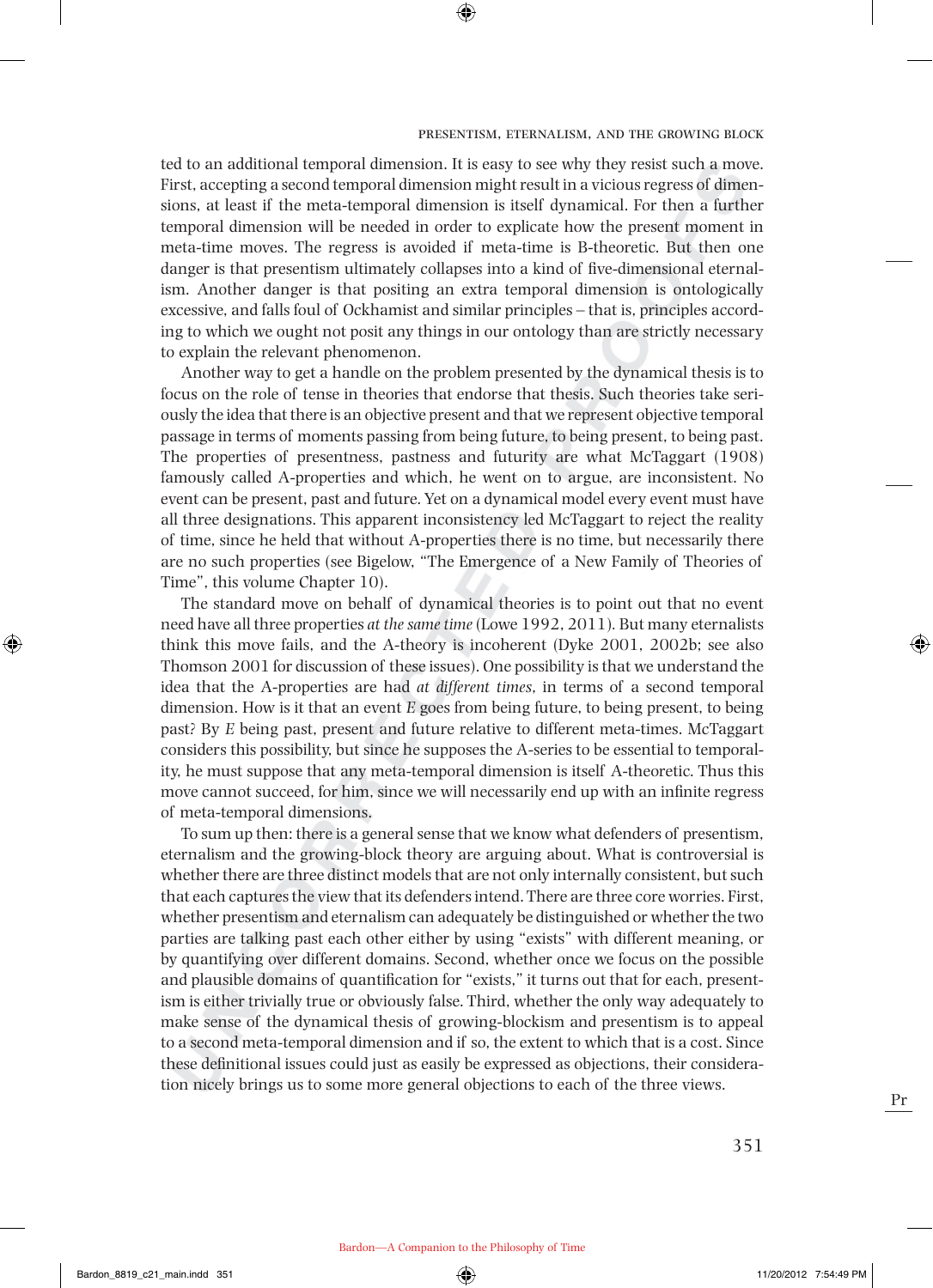ted to an additional temporal dimension. It is easy to see why they resist such a move. First, accepting a second temporal dimension might result in a vicious regress of dimensions, at least if the meta-temporal dimension is itself dynamical. For then a further temporal dimension will be needed in order to explicate how the present moment in meta-time moves. The regress is avoided if meta-time is B-theoretic. But then one danger is that presentism ultimately collapses into a kind of five-dimensional eternalism. Another danger is that positing an extra temporal dimension is ontologically excessive, and falls foul of Ockhamist and similar principles – that is, principles according to which we ought not posit any things in our ontology than are strictly necessary to explain the relevant phenomenon.

Another way to get a handle on the problem presented by the dynamical thesis is to focus on the role of tense in theories that endorse that thesis. Such theories take seriously the idea that there is an objective present and that we represent objective temporal passage in terms of moments passing from being future, to being present, to being past. The properties of presentness, pastness and futurity are what McTaggart (1908) famously called A-properties and which, he went on to argue, are inconsistent. No event can be present, past and future. Yet on a dynamical model every event must have all three designations. This apparent inconsistency led McTaggart to reject the reality of time, since he held that without A-properties there is no time, but necessarily there are no such properties (see Bigelow, "The Emergence of a New Family of Theories of Time", this volume Chapter 10).

The standard move on behalf of dynamical theories is to point out that no event need have all three properties *at the same time* (Lowe 1992, 2011). But many eternalists think this move fails, and the A-theory is incoherent (Dyke 2001, 2002b; see also Thomson 2001 for discussion of these issues). One possibility is that we understand the idea that the A-properties are had *at different times*, in terms of a second temporal dimension. How is it that an event *E* goes from being future, to being present, to being past? By *E* being past, present and future relative to different meta-times. McTaggart considers this possibility, but since he supposes the A-series to be essential to temporality, he must suppose that any meta-temporal dimension is itself A-theoretic. Thus this move cannot succeed, for him, since we will necessarily end up with an infinite regress of meta-temporal dimensions.

To sum up then: there is a general sense that we know what defenders of presentism, eternalism and the growing-block theory are arguing about. What is controversial is whether there are three distinct models that are not only internally consistent, but such that each captures the view that its defenders intend. There are three core worries. First, whether presentism and eternalism can adequately be distinguished or whether the two parties are talking past each other either by using "exists" with different meaning, or by quantifying over different domains. Second, whether once we focus on the possible and plausible domains of quantification for "exists," it turns out that for each, presentism is either trivially true or obviously false. Third, whether the only way adequately to make sense of the dynamical thesis of growing-blockism and presentism is to appeal to a second meta-temporal dimension and if so, the extent to which that is a cost. Since these definitional issues could just as easily be expressed as objections, their consideration nicely brings us to some more general objections to each of the three views.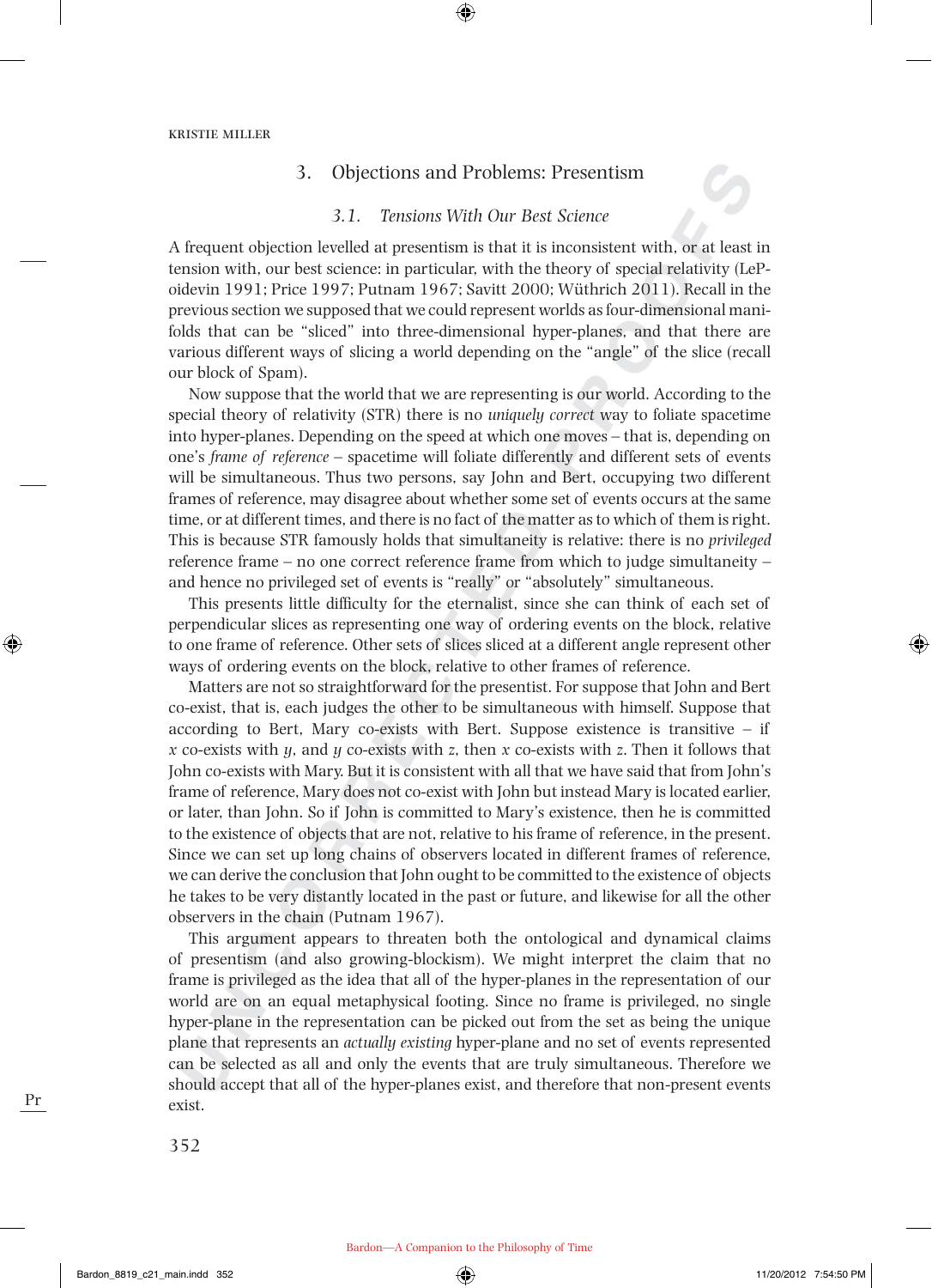## 3. Objections and Problems: Presentism

### *3.1. Tensions With Our Best Science*

A frequent objection levelled at presentism is that it is inconsistent with, or at least in tension with, our best science: in particular, with the theory of special relativity (LePoidevin 1991; Price 1997; Putnam 1967; Savitt 2000; Wüthrich 2011). Recall in the previous section we supposed that we could represent worlds as four-dimensional manifolds that can be "sliced" into three-dimensional hyper-planes, and that there are various different ways of slicing a world depending on the "angle" of the slice (recall our block of Spam).

Now suppose that the world that we are representing is our world. According to the special theory of relativity (STR) there is no *uniquely correct* way to foliate spacetime into hyper-planes. Depending on the speed at which one moves – that is, depending on one's *frame of reference* – spacetime will foliate differently and different sets of events will be simultaneous. Thus two persons, say John and Bert, occupying two different frames of reference, may disagree about whether some set of events occurs at the same time, or at different times, and there is no fact of the matter as to which of them is right. This is because STR famously holds that simultaneity is relative: there is no *privileged* reference frame – no one correct reference frame from which to judge simultaneity – and hence no privileged set of events is "really" or "absolutely" simultaneous.

This presents little difficulty for the eternalist, since she can think of each set of perpendicular slices as representing one way of ordering events on the block, relative to one frame of reference. Other sets of slices sliced at a different angle represent other ways of ordering events on the block, relative to other frames of reference.

Matters are not so straightforward for the presentist. For suppose that John and Bert co-exist, that is, each judges the other to be simultaneous with himself. Suppose that according to Bert, Mary co-exists with Bert. Suppose existence is transitive – if $x$ co-exists with $y$, and $y$ co-exists with $z$, then $x$ co-exists with $z$. Then it follows that John co-exists with Mary. But it is consistent with all that we have said that from John's frame of reference, Mary does not co-exist with John but instead Mary is located earlier, or later, than John. So if John is committed to Mary's existence, then he is committed to the existence of objects that are not, relative to his frame of reference, in the present. Since we can set up long chains of observers located in different frames of reference, we can derive the conclusion that John ought to be committed to the existence of objects he takes to be very distantly located in the past or future, and likewise for all the other observers in the chain (Putnam 1967).

This argument appears to threaten both the ontological and dynamical claims of presentism (and also growing-blockism). We might interpret the claim that no frame is privileged as the idea that all of the hyper-planes in the representation of our world are on an equal metaphysical footing. Since no frame is privileged, no single hyper-plane in the representation can be picked out from the set as being the unique plane that represents an *actually existing* hyper-plane and no set of events represented can be selected as all and only the events that are truly simultaneous. Therefore we should accept that all of the hyper-planes exist, and therefore that non-present events exist.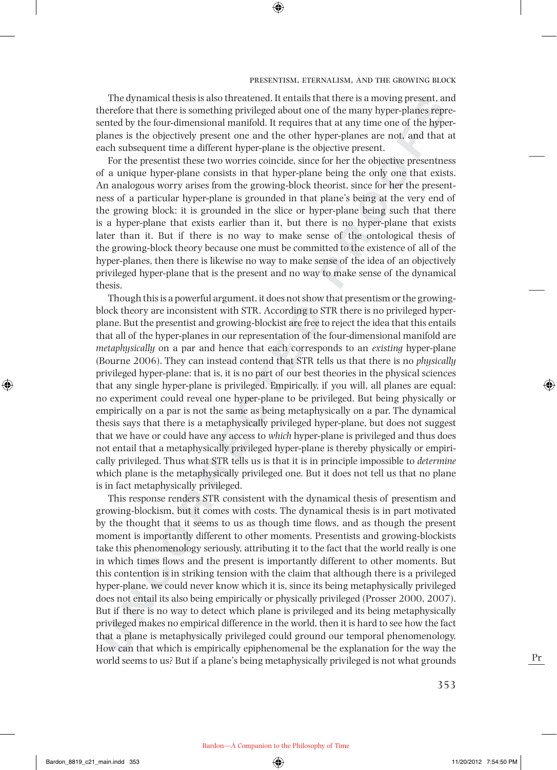The dynamical thesis is also threatened. It entails that there is a moving present, and therefore that there is something privileged about one of the many hyper-planes represented by the four-dimensional manifold. It requires that at any time one of the hyper-planes is the objectively present one and the other hyper-planes are not, and that at each subsequent time a different hyper-plane is the objective present.

For the presentist these two worries coincide, since for her the objective presentness of a unique hyper-plane consists in that hyper-plane being the only one that exists. An analogous worry arises from the growing-block theorist, since for her the presentness of a particular hyper-plane is grounded in that plane's being at the very end of the growing block: it is grounded in the slice or hyper-plane being such that there is a hyper-plane that exists earlier than it, but there is no hyper-plane that exists later than it. But if there is no way to make sense of the ontological thesis of the growing-block theory because one must be committed to the existence of all of the hyper-planes, then there is likewise no way to make sense of the idea of an objectively privileged hyper-plane that is the present and no way to make sense of the dynamical thesis.

Though this is a powerful argument, it does not show that presentism or the growing-block theory are inconsistent with STR. According to STR there is no privileged hyper-plane. But the presentist and growing-blockist are free to reject the idea that this entails that all of the hyper-planes in our representation of the four-dimensional manifold are *metaphysically* on a par and hence that each corresponds to an *existing* hyper-plane (Bourne 2006). They can instead contend that STR tells us that there is no *physically* privileged hyper-plane: that is, it is no part of our best theories in the physical sciences that any single hyper-plane is privileged. Empirically, if you will, all planes are equal: no experiment could reveal one hyper-plane to be privileged. But being physically or empirically on a par is not the same as being metaphysically on a par. The dynamical thesis says that there is a metaphysically privileged hyper-plane, but does not suggest that we have or could have any access to *which* hyper-plane is privileged and thus does not entail that a metaphysically privileged hyper-plane is thereby physically or empirically privileged. Thus what STR tells us is that it is in principle impossible to *determine* which plane is the metaphysically privileged one. But it does not tell us that no plane is in fact metaphysically privileged.

This response renders STR consistent with the dynamical thesis of presentism and growing-blockism, but it comes with costs. The dynamical thesis is in part motivated by the thought that it seems to us as though time flows, and as though the present moment is importantly different to other moments. Presentists and growing-blockists take this phenomenology seriously, attributing it to the fact that the world really is one in which times flows and the present is importantly different to other moments. But this contention is in striking tension with the claim that although there is a privileged hyper-plane, we could never know which it is, since its being metaphysically privileged does not entail its also being empirically or physically privileged (Prosser 2000, 2007). But if there is no way to detect which plane is privileged and its being metaphysically privileged makes no empirical difference in the world, then it is hard to see how the fact that a plane is metaphysically privileged could ground our temporal phenomenology. How can that which is empirically epiphenomenal be the explanation for the way the world seems to us? But if a plane's being metaphysically privileged is not what grounds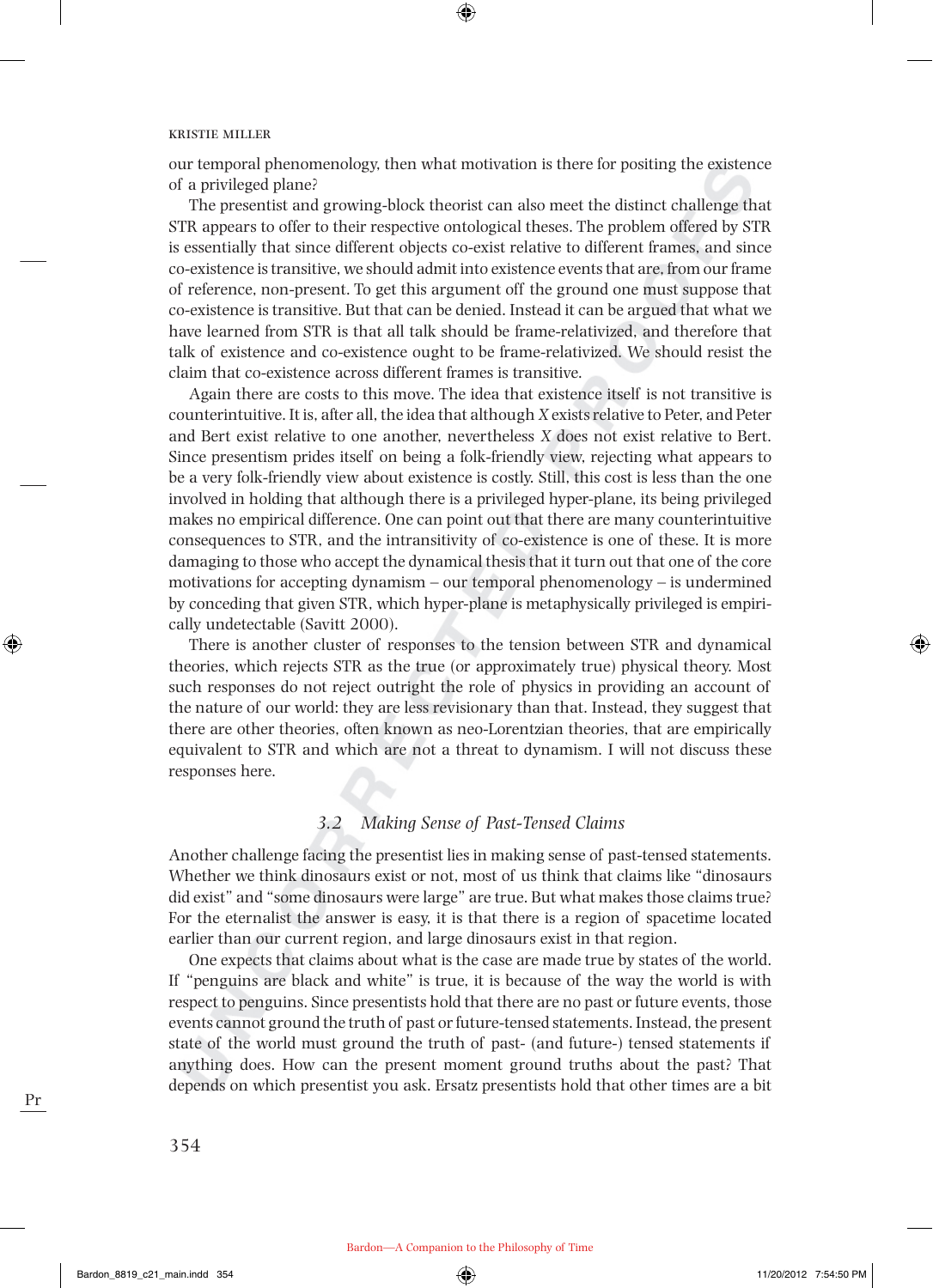our temporal phenomenology, then what motivation is there for positing the existence of a privileged plane?

The presentist and growing-block theorist can also meet the distinct challenge that STR appears to offer to their respective ontological theses. The problem offered by STR is essentially that since different objects co-exist relative to different frames, and since co-existence is transitive, we should admit into existence events that are, from our frame of reference, non-present. To get this argument off the ground one must suppose that co-existence is transitive. But that can be denied. Instead it can be argued that what we have learned from STR is that all talk should be frame-relativized, and therefore that talk of existence and co-existence ought to be frame-relativized. We should resist the claim that co-existence across different frames is transitive.

Again there are costs to this move. The idea that existence itself is not transitive is counterintuitive. It is, after all, the idea that although *X* exists relative to Peter, and Peter and Bert exist relative to one another, nevertheless *X* does not exist relative to Bert. Since presentism prides itself on being a folk-friendly view, rejecting what appears to be a very folk-friendly view about existence is costly. Still, this cost is less than the one involved in holding that although there is a privileged hyper-plane, its being privileged makes no empirical difference. One can point out that there are many counterintuitive consequences to STR, and the intransitivity of co-existence is one of these. It is more damaging to those who accept the dynamical thesis that it turn out that one of the core motivations for accepting dynamism – our temporal phenomenology – is undermined by conceding that given STR, which hyper-plane is metaphysically privileged is empirically undetectable (Savitt 2000).

There is another cluster of responses to the tension between STR and dynamical theories, which rejects STR as the true (or approximately true) physical theory. Most such responses do not reject outright the role of physics in providing an account of the nature of our world: they are less revisionary than that. Instead, they suggest that there are other theories, often known as neo-Lorentzian theories, that are empirically equivalent to STR and which are not a threat to dynamism. I will not discuss these responses here.

### *3.2 Making Sense of Past-Tensed Claims*

Another challenge facing the presentist lies in making sense of past-tensed statements. Whether we think dinosaurs exist or not, most of us think that claims like "dinosaurs did exist" and "some dinosaurs were large" are true. But what makes those claims true? For the eternalist the answer is easy, it is that there is a region of spacetime located earlier than our current region, and large dinosaurs exist in that region.

One expects that claims about what is the case are made true by states of the world. If "penguins are black and white" is true, it is because of the way the world is with respect to penguins. Since presentists hold that there are no past or future events, those events cannot ground the truth of past or future-tensed statements. Instead, the present state of the world must ground the truth of past- (and future-) tensed statements if anything does. How can the present moment ground truths about the past? That depends on which presentist you ask. Ersatz presentists hold that other times are a bit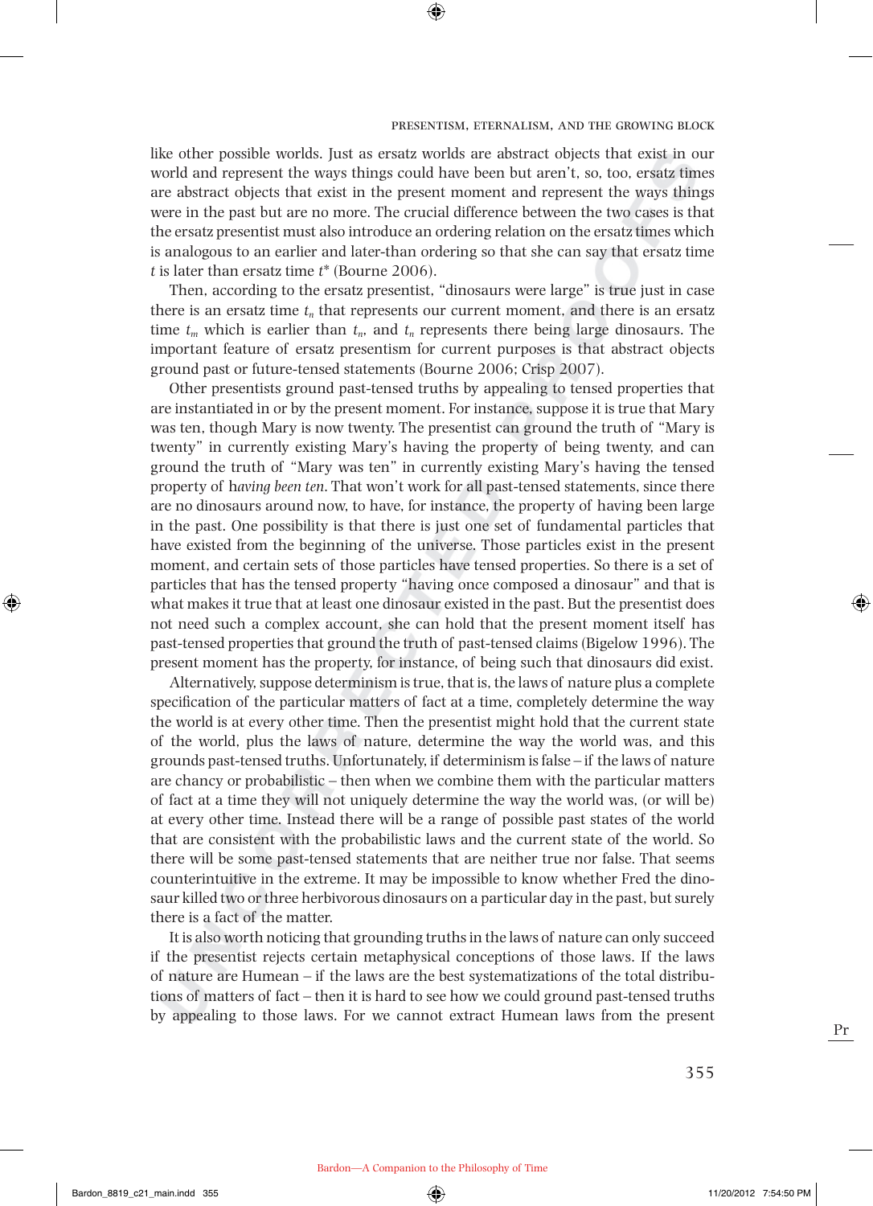like other possible worlds. Just as ersatz worlds are abstract objects that exist in our world and represent the ways things could have been but aren't, so, too, ersatz times are abstract objects that exist in the present moment and represent the ways things were in the past but are no more. The crucial difference between the two cases is that the ersatz presentist must also introduce an ordering relation on the ersatz times which is analogous to an earlier and later-than ordering so that she can say that ersatz time $t$ is later than ersatz time $t^*$ (Bourne 2006).

Then, according to the ersatz presentist, "dinosaurs were large" is true just in case there is an ersatz time $t_n$ that represents our current moment, and there is an ersatz time $t_m$ which is earlier than $t_n$, and $t_n$ represents there being large dinosaurs. The important feature of ersatz presentism for current purposes is that abstract objects ground past or future-tensed statements (Bourne 2006; Crisp 2007).

Other presentists ground past-tensed truths by appealing to tensed properties that are instantiated in or by the present moment. For instance, suppose it is true that Mary was ten, though Mary is now twenty. The presentist can ground the truth of "Mary is twenty" in currently existing Mary's having the property of being twenty, and can ground the truth of "Mary was ten" in currently existing Mary's having the tensed property of h*aving been ten*. That won't work for all past-tensed statements, since there are no dinosaurs around now, to have, for instance, the property of having been large in the past. One possibility is that there is just one set of fundamental particles that have existed from the beginning of the universe. Those particles exist in the present moment, and certain sets of those particles have tensed properties. So there is a set of particles that has the tensed property "having once composed a dinosaur" and that is what makes it true that at least one dinosaur existed in the past. But the presentist does not need such a complex account, she can hold that the present moment itself has past-tensed properties that ground the truth of past-tensed claims (Bigelow 1996). The present moment has the property, for instance, of being such that dinosaurs did exist.

Alternatively, suppose determinism is true, that is, the laws of nature plus a complete specification of the particular matters of fact at a time, completely determine the way the world is at every other time. Then the presentist might hold that the current state of the world, plus the laws of nature, determine the way the world was, and this grounds past-tensed truths. Unfortunately, if determinism is false – if the laws of nature are chancy or probabilistic – then when we combine them with the particular matters of fact at a time they will not uniquely determine the way the world was, (or will be) at every other time. Instead there will be a range of possible past states of the world that are consistent with the probabilistic laws and the current state of the world. So there will be some past-tensed statements that are neither true nor false. That seems counterintuitive in the extreme. It may be impossible to know whether Fred the dinosaur killed two or three herbivorous dinosaurs on a particular day in the past, but surely there is a fact of the matter.

It is also worth noticing that grounding truths in the laws of nature can only succeed if the presentist rejects certain metaphysical conceptions of those laws. If the laws of nature are Humean – if the laws are the best systematizations of the total distributions of matters of fact – then it is hard to see how we could ground past-tensed truths by appealing to those laws. For we cannot extract Humean laws from the present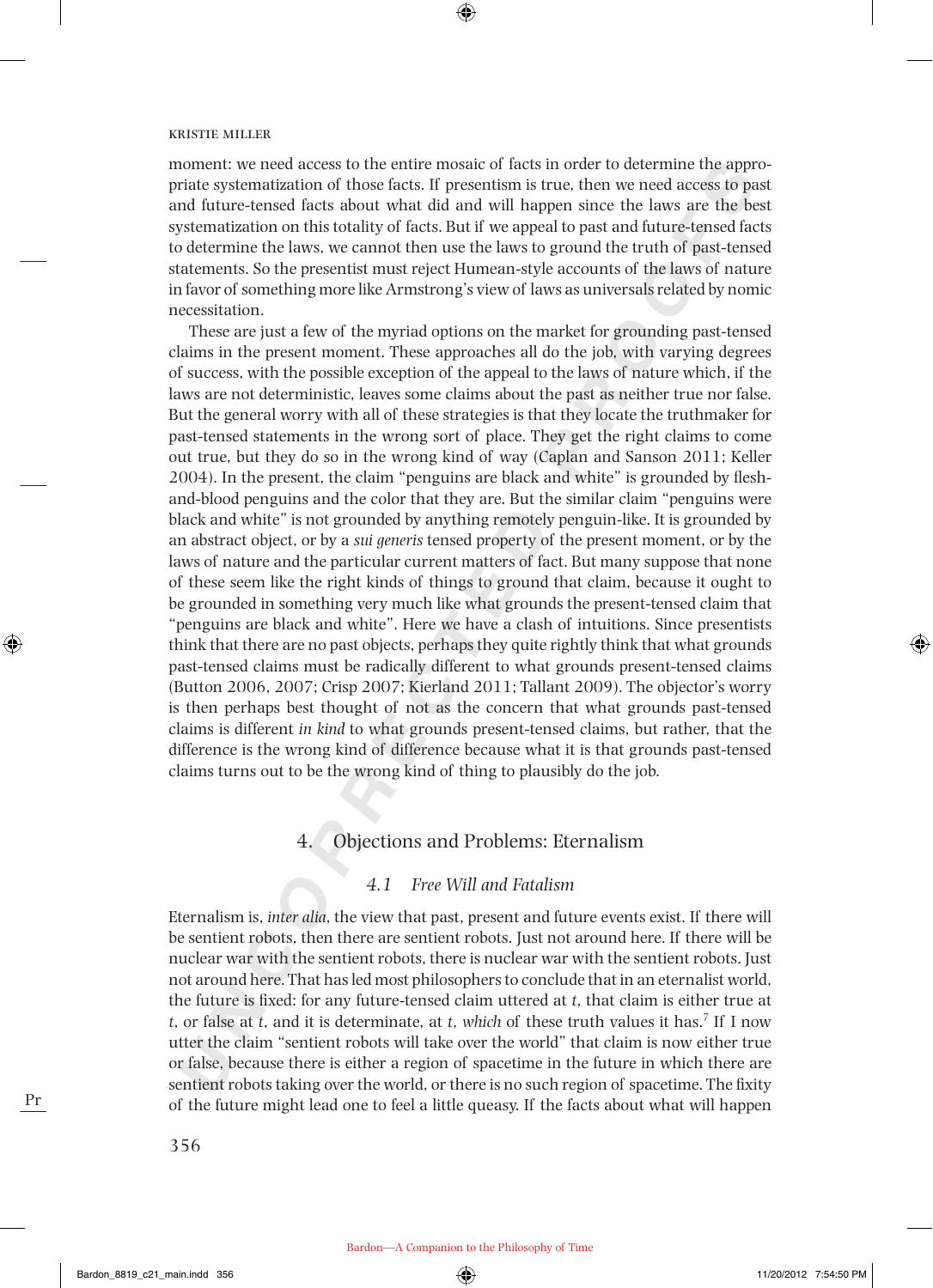moment: we need access to the entire mosaic of facts in order to determine the appropriate systematization of those facts. If presentism is true, then we need access to past and future-tensed facts about what did and will happen since the laws are the best systematization on this totality of facts. But if we appeal to past and future-tensed facts to determine the laws, we cannot then use the laws to ground the truth of past-tensed statements. So the presentist must reject Humean-style accounts of the laws of nature in favor of something more like Armstrong's view of laws as universals related by nomic necessitation.

These are just a few of the myriad options on the market for grounding past-tensed claims in the present moment. These approaches all do the job, with varying degrees of success, with the possible exception of the appeal to the laws of nature which, if the laws are not deterministic, leaves some claims about the past as neither true nor false. But the general worry with all of these strategies is that they locate the truthmaker for past-tensed statements in the wrong sort of place. They get the right claims to come out true, but they do so in the wrong kind of way (Caplan and Sanson 2011; Keller 2004). In the present, the claim "penguins are black and white" is grounded by flesh-and-blood penguins and the color that they are. But the similar claim "penguins were black and white" is not grounded by anything remotely penguin-like. It is grounded by an abstract object, or by a *sui generis* tensed property of the present moment, or by the laws of nature and the particular current matters of fact. But many suppose that none of these seem like the right kinds of things to ground that claim, because it ought to be grounded in something very much like what grounds the present-tensed claim that "penguins are black and white". Here we have a clash of intuitions. Since presentists think that there are no past objects, perhaps they quite rightly think that what grounds past-tensed claims must be radically different to what grounds present-tensed claims (Button 2006, 2007; Crisp 2007; Kierland 2011; Tallant 2009). The objector's worry is then perhaps best thought of not as the concern that what grounds past-tensed claims is different *in kind* to what grounds present-tensed claims, but rather, that the difference is the wrong kind of difference because what it is that grounds past-tensed claims turns out to be the wrong kind of thing to plausibly do the job.

## 4. Objections and Problems: Eternalism

### *4.1 Free Will and Fatalism*

Eternalism is, *inter alia*, the view that past, present and future events exist. If there will be sentient robots, then there are sentient robots. Just not around here. If there will be nuclear war with the sentient robots, there is nuclear war with the sentient robots. Just not around here. That has led most philosophers to conclude that in an eternalist world, the future is fixed: for any future-tensed claim uttered at *t*, that claim is either true at *t*, or false at *t*, and it is determinate, at *t*, *which* of these truth values it has.[7] If I now utter the claim "sentient robots will take over the world" that claim is now either true or false, because there is either a region of spacetime in the future in which there are sentient robots taking over the world, or there is no such region of spacetime. The fixity of the future might lead one to feel a little queasy. If the facts about what will happen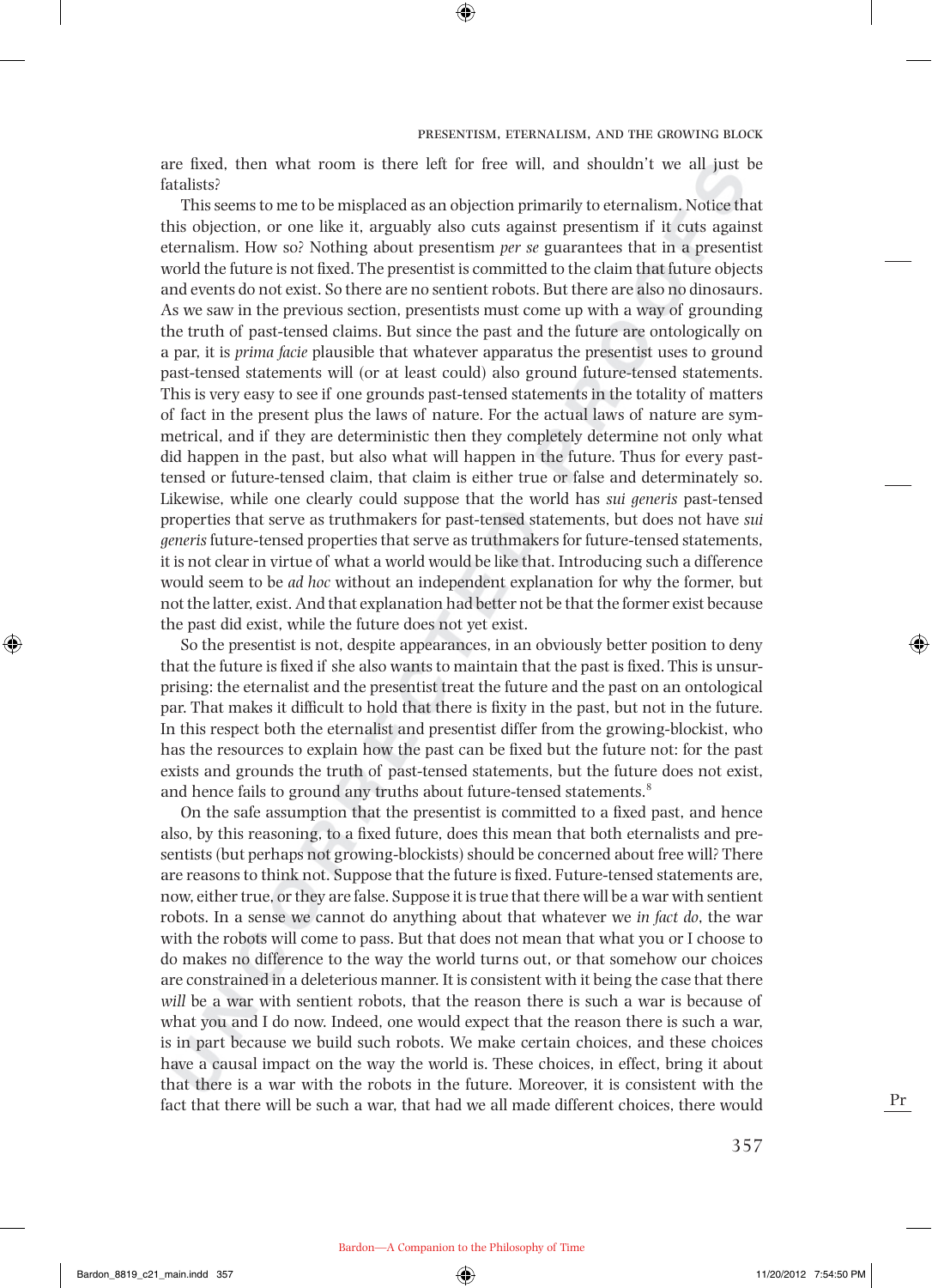are fixed, then what room is there left for free will, and shouldn't we all just be fatalists?

This seems to me to be misplaced as an objection primarily to eternalism. Notice that this objection, or one like it, arguably also cuts against presentism if it cuts against eternalism. How so? Nothing about presentism *per se* guarantees that in a presentist world the future is not fixed. The presentist is committed to the claim that future objects and events do not exist. So there are no sentient robots. But there are also no dinosaurs. As we saw in the previous section, presentists must come up with a way of grounding the truth of past-tensed claims. But since the past and the future are ontologically on a par, it is *prima facie* plausible that whatever apparatus the presentist uses to ground past-tensed statements will (or at least could) also ground future-tensed statements. This is very easy to see if one grounds past-tensed statements in the totality of matters of fact in the present plus the laws of nature. For the actual laws of nature are symmetrical, and if they are deterministic then they completely determine not only what did happen in the past, but also what will happen in the future. Thus for every past-tensed or future-tensed claim, that claim is either true or false and determinately so. Likewise, while one clearly could suppose that the world has *sui generis* past-tensed properties that serve as truthmakers for past-tensed statements, but does not have *sui generis* future-tensed properties that serve as truthmakers for future-tensed statements, it is not clear in virtue of what a world would be like that. Introducing such a difference would seem to be *ad hoc* without an independent explanation for why the former, but not the latter, exist. And that explanation had better not be that the former exist because the past did exist, while the future does not yet exist.

So the presentist is not, despite appearances, in an obviously better position to deny that the future is fixed if she also wants to maintain that the past is fixed. This is unsurprising: the eternalist and the presentist treat the future and the past on an ontological par. That makes it difficult to hold that there is fixity in the past, but not in the future. In this respect both the eternalist and presentist differ from the growing-blockist, who has the resources to explain how the past can be fixed but the future not: for the past exists and grounds the truth of past-tensed statements, but the future does not exist, and hence fails to ground any truths about future-tensed statements.[8]

On the safe assumption that the presentist is committed to a fixed past, and hence also, by this reasoning, to a fixed future, does this mean that both eternalists and presentists (but perhaps not growing-blockists) should be concerned about free will? There are reasons to think not. Suppose that the future is fixed. Future-tensed statements are, now, either true, or they are false. Suppose it is true that there will be a war with sentient robots. In a sense we cannot do anything about that whatever we *in fact do*, the war with the robots will come to pass. But that does not mean that what you or I choose to do makes no difference to the way the world turns out, or that somehow our choices are constrained in a deleterious manner. It is consistent with it being the case that there *will* be a war with sentient robots, that the reason there is such a war is because of what you and I do now. Indeed, one would expect that the reason there is such a war, is in part because we build such robots. We make certain choices, and these choices have a causal impact on the way the world is. These choices, in effect, bring it about that there is a war with the robots in the future. Moreover, it is consistent with the fact that there will be such a war, that had we all made different choices, there would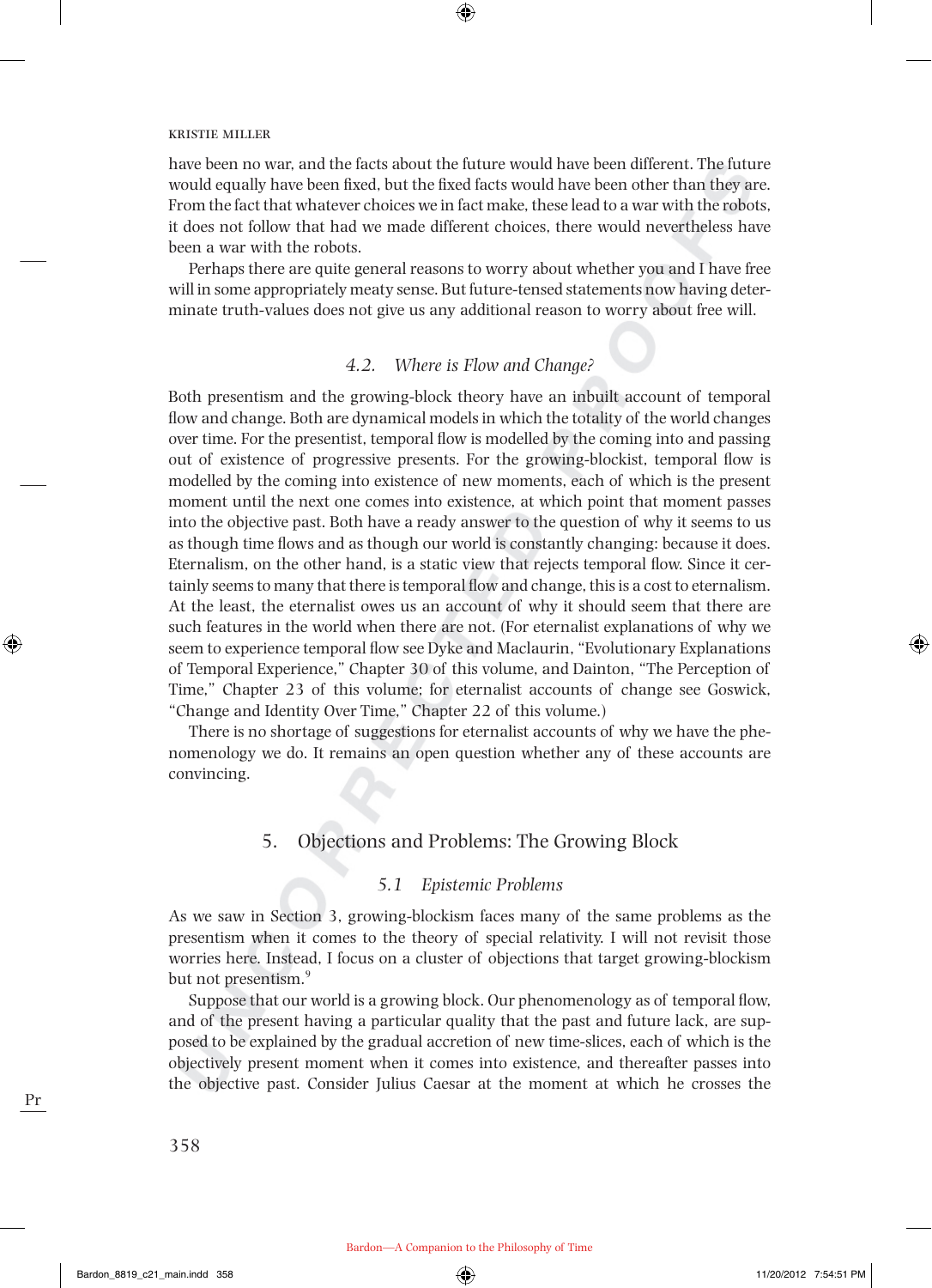have been no war, and the facts about the future would have been different. The future would equally have been fixed, but the fixed facts would have been other than they are. From the fact that whatever choices we in fact make, these lead to a war with the robots, it does not follow that had we made different choices, there would nevertheless have been a war with the robots.

Perhaps there are quite general reasons to worry about whether you and I have free will in some appropriately meaty sense. But future-tensed statements now having determinate truth-values does not give us any additional reason to worry about free will.

### 4.2. *Where is Flow and Change?*

Both presentism and the growing-block theory have an inbuilt account of temporal flow and change. Both are dynamical models in which the totality of the world changes over time. For the presentist, temporal flow is modelled by the coming into and passing out of existence of progressive presents. For the growing-blockist, temporal flow is modelled by the coming into existence of new moments, each of which is the present moment until the next one comes into existence, at which point that moment passes into the objective past. Both have a ready answer to the question of why it seems to us as though time flows and as though our world is constantly changing: because it does. Eternalism, on the other hand, is a static view that rejects temporal flow. Since it certainly seems to many that there is temporal flow and change, this is a cost to eternalism. At the least, the eternalist owes us an account of why it should seem that there are such features in the world when there are not. (For eternalist explanations of why we seem to experience temporal flow see Dyke and Maclaurin, "Evolutionary Explanations of Temporal Experience," Chapter 30 of this volume, and Dainton, "The Perception of Time," Chapter 23 of this volume; for eternalist accounts of change see Goswick, "Change and Identity Over Time," Chapter 22 of this volume.)

There is no shortage of suggestions for eternalist accounts of why we have the phenomenology we do. It remains an open question whether any of these accounts are convincing.

## 5. Objections and Problems: The Growing Block

### 5.1 *Epistemic Problems*

As we saw in Section 3, growing-blockism faces many of the same problems as the presentism when it comes to the theory of special relativity. I will not revisit those worries here. Instead, I focus on a cluster of objections that target growing-blockism but not presentism.[9]

Suppose that our world is a growing block. Our phenomenology as of temporal flow, and of the present having a particular quality that the past and future lack, are supposed to be explained by the gradual accretion of new time-slices, each of which is the objectively present moment when it comes into existence, and thereafter passes into the objective past. Consider Julius Caesar at the moment at which he crosses the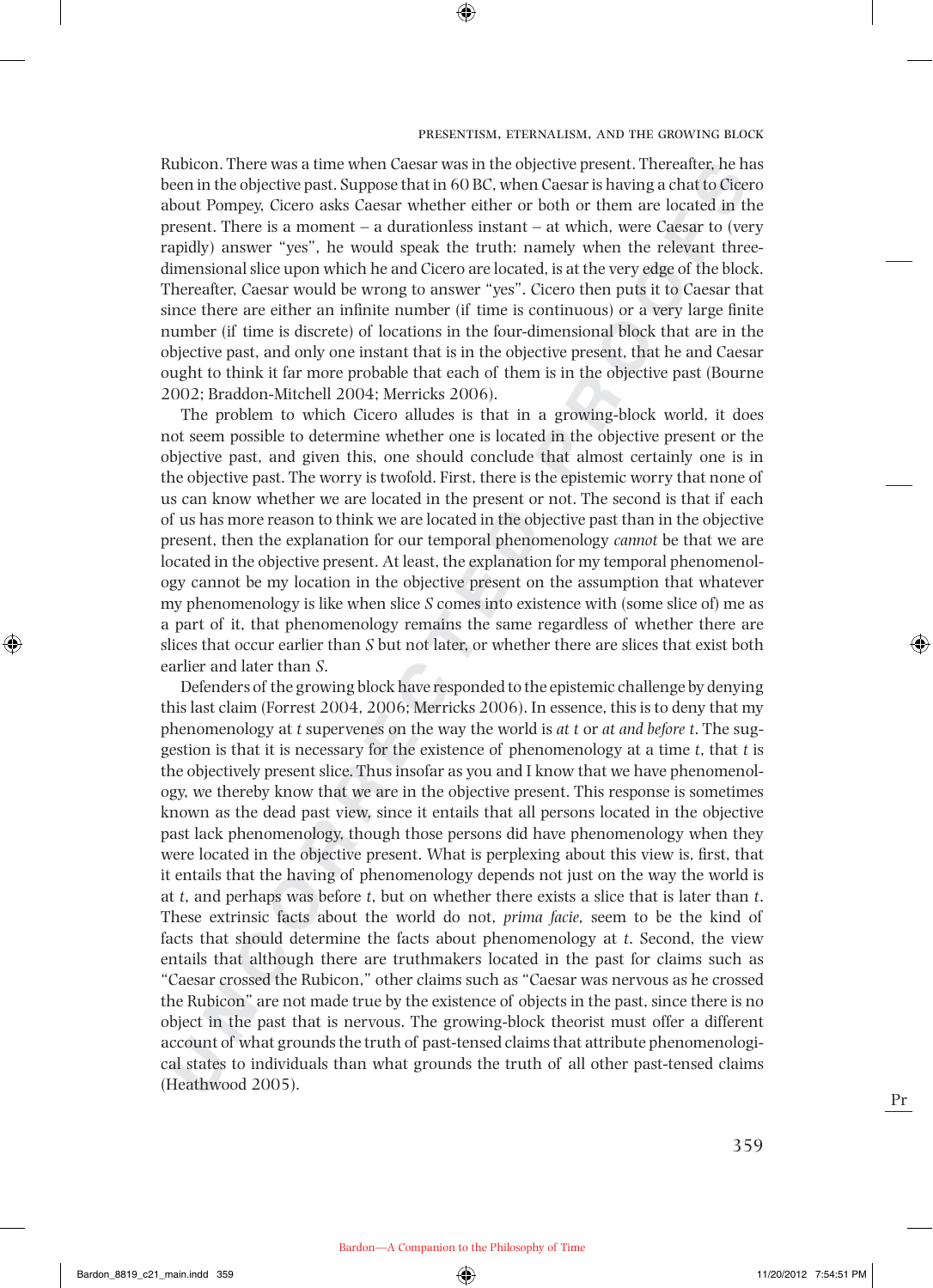Rubicon. There was a time when Caesar was in the objective present. Thereafter, he has been in the objective past. Suppose that in 60 BC, when Caesar is having a chat to Cicero about Pompey, Cicero asks Caesar whether either or both or them are located in the present. There is a moment – a durationless instant – at which, were Caesar to (very rapidly) answer "yes", he would speak the truth: namely when the relevant three-dimensional slice upon which he and Cicero are located, is at the very edge of the block. Thereafter, Caesar would be wrong to answer "yes". Cicero then puts it to Caesar that since there are either an infinite number (if time is continuous) or a very large finite number (if time is discrete) of locations in the four-dimensional block that are in the objective past, and only one instant that is in the objective present, that he and Caesar ought to think it far more probable that each of them is in the objective past (Bourne 2002; Braddon-Mitchell 2004; Merricks 2006).

The problem to which Cicero alludes is that in a growing-block world, it does not seem possible to determine whether one is located in the objective present or the objective past, and given this, one should conclude that almost certainly one is in the objective past. The worry is twofold. First, there is the epistemic worry that none of us can know whether we are located in the present or not. The second is that if each of us has more reason to think we are located in the objective past than in the objective present, then the explanation for our temporal phenomenology *cannot* be that we are located in the objective present. At least, the explanation for my temporal phenomenology cannot be my location in the objective present on the assumption that whatever my phenomenology is like when slice *S* comes into existence with (some slice of) me as a part of it, that phenomenology remains the same regardless of whether there are slices that occur earlier than *S* but not later, or whether there are slices that exist both earlier and later than *S*.

Defenders of the growing block have responded to the epistemic challenge by denying this last claim (Forrest 2004, 2006; Merricks 2006). In essence, this is to deny that my phenomenology at *t* supervenes on the way the world is *at t* or *at and before t*. The suggestion is that it is necessary for the existence of phenomenology at a time *t*, that *t* is the objectively present slice. Thus insofar as you and I know that we have phenomenology, we thereby know that we are in the objective present. This response is sometimes known as the dead past view, since it entails that all persons located in the objective past lack phenomenology, though those persons did have phenomenology when they were located in the objective present. What is perplexing about this view is, first, that it entails that the having of phenomenology depends not just on the way the world is at *t*, and perhaps was before *t*, but on whether there exists a slice that is later than *t*. These extrinsic facts about the world do not, *prima facie,* seem to be the kind of facts that should determine the facts about phenomenology at *t*. Second, the view entails that although there are truthmakers located in the past for claims such as "Caesar crossed the Rubicon," other claims such as "Caesar was nervous as he crossed the Rubicon" are not made true by the existence of objects in the past, since there is no object in the past that is nervous. The growing-block theorist must offer a different account of what grounds the truth of past-tensed claims that attribute phenomenological states to individuals than what grounds the truth of all other past-tensed claims (Heathwood 2005).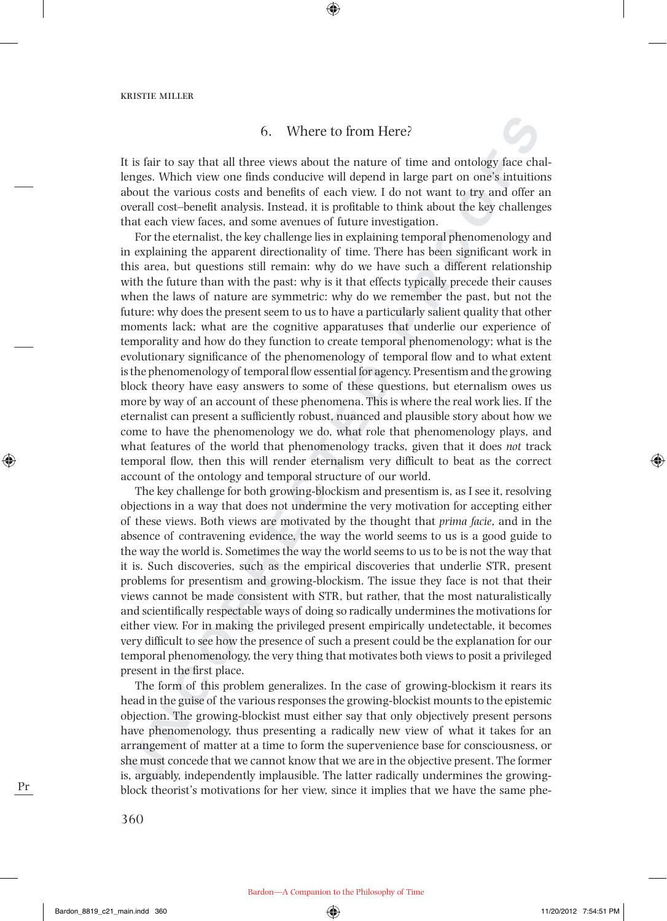## 6. Where to from Here?

It is fair to say that all three views about the nature of time and ontology face challenges. Which view one finds conducive will depend in large part on one's intuitions about the various costs and benefits of each view. I do not want to try and offer an overall cost–benefit analysis. Instead, it is profitable to think about the key challenges that each view faces, and some avenues of future investigation.

For the eternalist, the key challenge lies in explaining temporal phenomenology and in explaining the apparent directionality of time. There has been significant work in this area, but questions still remain: why do we have such a different relationship with the future than with the past: why is it that effects typically precede their causes when the laws of nature are symmetric: why do we remember the past, but not the future: why does the present seem to us to have a particularly salient quality that other moments lack; what are the cognitive apparatuses that underlie our experience of temporality and how do they function to create temporal phenomenology; what is the evolutionary significance of the phenomenology of temporal flow and to what extent is the phenomenology of temporal flow essential for agency. Presentism and the growing block theory have easy answers to some of these questions, but eternalism owes us more by way of an account of these phenomena. This is where the real work lies. If the eternalist can present a sufficiently robust, nuanced and plausible story about how we come to have the phenomenology we do, what role that phenomenology plays, and what features of the world that phenomenology tracks, given that it does *not* track temporal flow, then this will render eternalism very difficult to beat as the correct account of the ontology and temporal structure of our world.

The key challenge for both growing-blockism and presentism is, as I see it, resolving objections in a way that does not undermine the very motivation for accepting either of these views. Both views are motivated by the thought that *prima facie*, and in the absence of contravening evidence, the way the world seems to us is a good guide to the way the world is. Sometimes the way the world seems to us to be is not the way that it is. Such discoveries, such as the empirical discoveries that underlie STR, present problems for presentism and growing-blockism. The issue they face is not that their views cannot be made consistent with STR, but rather, that the most naturalistically and scientifically respectable ways of doing so radically undermines the motivations for either view. For in making the privileged present empirically undetectable, it becomes very difficult to see how the presence of such a present could be the explanation for our temporal phenomenology, the very thing that motivates both views to posit a privileged present in the first place.

The form of this problem generalizes. In the case of growing-blockism it rears its head in the guise of the various responses the growing-blockist mounts to the epistemic objection. The growing-blockist must either say that only objectively present persons have phenomenology, thus presenting a radically new view of what it takes for an arrangement of matter at a time to form the supervenience base for consciousness, or she must concede that we cannot know that we are in the objective present. The former is, arguably, independently implausible. The latter radically undermines the growing-block theorist's motivations for her view, since it implies that we have the same phe-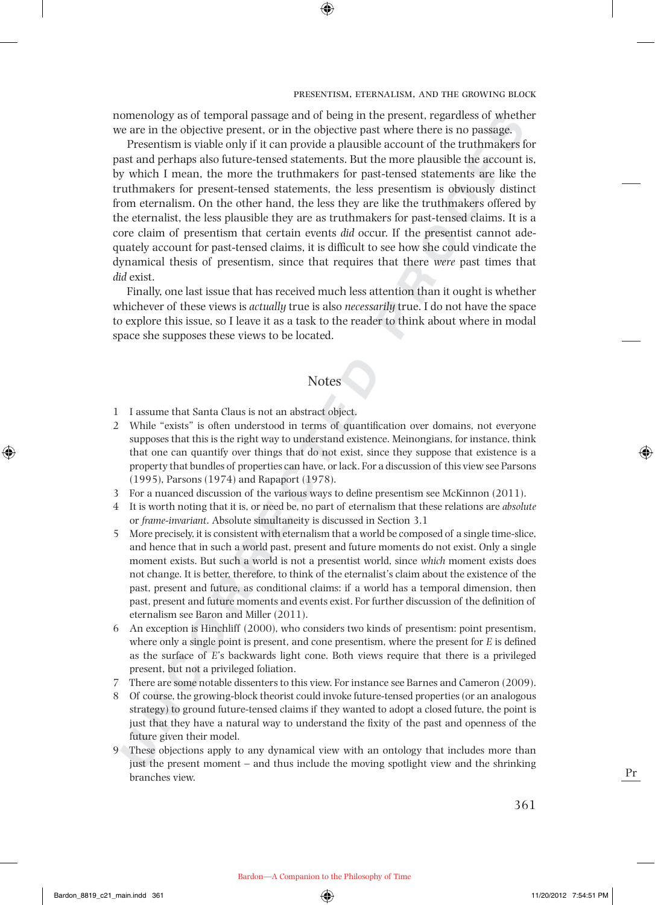nomenology as of temporal passage and of being in the present, regardless of whether we are in the objective present, or in the objective past where there is no passage.

Presentism is viable only if it can provide a plausible account of the truthmakers for past and perhaps also future-tensed statements. But the more plausible the account is, by which I mean, the more the truthmakers for past-tensed statements are like the truthmakers for present-tensed statements, the less presentism is obviously distinct from eternalism. On the other hand, the less they are like the truthmakers offered by the eternalist, the less plausible they are as truthmakers for past-tensed claims. It is a core claim of presentism that certain events *did* occur. If the presentist cannot adequately account for past-tensed claims, it is difficult to see how she could vindicate the dynamical thesis of presentism, since that requires that there *were* past times that *did* exist.

Finally, one last issue that has received much less attention than it ought is whether whichever of these views is *actually* true is also *necessarily* true. I do not have the space to explore this issue, so I leave it as a task to the reader to think about where in modal space she supposes these views to be located.

## Notes

1. I assume that Santa Claus is not an abstract object.
2. While "exists" is often understood in terms of quantification over domains, not everyone supposes that this is the right way to understand existence. Meinongians, for instance, think that one can quantify over things that do not exist, since they suppose that existence is a property that bundles of properties can have, or lack. For a discussion of this view see Parsons (1995), Parsons (1974) and Rapaport (1978).
3. For a nuanced discussion of the various ways to define presentism see McKinnon (2011).
4. It is worth noting that it is, or need be, no part of eternalism that these relations are *absolute* or *frame-invariant*. Absolute simultaneity is discussed in Section 3.1
5. More precisely, it is consistent with eternalism that a world be composed of a single time-slice, and hence that in such a world past, present and future moments do not exist. Only a single moment exists. But such a world is not a presentist world, since *which* moment exists does not change. It is better, therefore, to think of the eternalist's claim about the existence of the past, present and future, as conditional claims: if a world has a temporal dimension, then past, present and future moments and events exist. For further discussion of the definition of eternalism see Baron and Miller (2011).
6. An exception is Hinchliff (2000), who considers two kinds of presentism: point presentism, where only a single point is present, and cone presentism, where the present for *E* is defined as the surface of *E*'s backwards light cone. Both views require that there is a privileged present, but not a privileged foliation.
7. There are some notable dissenters to this view. For instance see Barnes and Cameron (2009).
8. Of course, the growing-block theorist could invoke future-tensed properties (or an analogous strategy) to ground future-tensed claims if they wanted to adopt a closed future, the point is just that they have a natural way to understand the fixity of the past and openness of the future given their model.
9. These objections apply to any dynamical view with an ontology that includes more than just the present moment – and thus include the moving spotlight view and the shrinking branches view.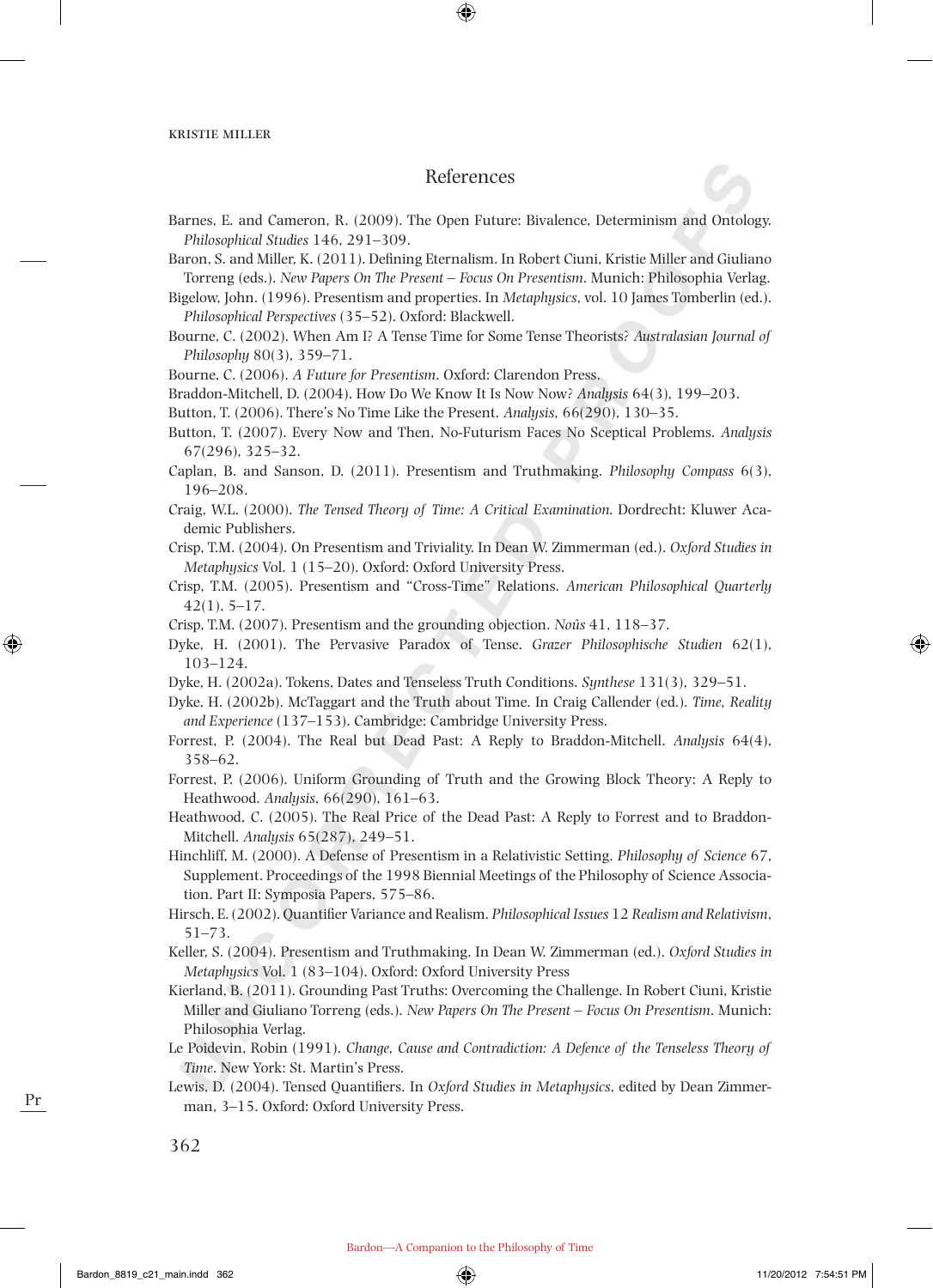## References

Barnes, E. and Cameron, R. (2009). The Open Future: Bivalence, Determinism and Ontology. *Philosophical Studies* 146, 291–309.

Baron, S. and Miller, K. (2011). Defining Eternalism. In Robert Ciuni, Kristie Miller and Giuliano Torreng (eds.). *New Papers On The Present – Focus On Presentism*. Munich: Philosophia Verlag.

Bigelow, John. (1996). Presentism and properties. In *Metaphysics*, vol. 10 James Tomberlin (ed.). *Philosophical Perspectives* (35–52). Oxford: Blackwell.

Bourne, C. (2002). When Am I? A Tense Time for Some Tense Theorists? *Australasian Journal of Philosophy* 80(3), 359–71.

Bourne, C. (2006). *A Future for Presentism*. Oxford: Clarendon Press.

Braddon-Mitchell, D. (2004). How Do We Know It Is Now Now? *Analysis* 64(3), 199–203.

Button, T. (2006). There's No Time Like the Present. *Analysis*, 66(290), 130–35.

Button, T. (2007). Every Now and Then, No-Futurism Faces No Sceptical Problems. *Analysis* 67(296), 325–32.

Caplan, B. and Sanson, D. (2011). Presentism and Truthmaking. *Philosophy Compass* 6(3), 196–208.

Craig, W.L. (2000). *The Tensed Theory of Time: A Critical Examination*. Dordrecht: Kluwer Academic Publishers.

Crisp, T.M. (2004). On Presentism and Triviality. In Dean W. Zimmerman (ed.). *Oxford Studies in Metaphysics* Vol. 1 (15–20). Oxford: Oxford University Press.

Crisp, T.M. (2005). Presentism and "Cross-Time" Relations. *American Philosophical Quarterly* 42(1), 5–17.

Crisp, T.M. (2007). Presentism and the grounding objection. *Noûs* 41, 118–37.

Dyke, H. (2001). The Pervasive Paradox of Tense. *Grazer Philosophische Studien* 62(1), 103–124.

Dyke, H. (2002a). Tokens, Dates and Tenseless Truth Conditions. *Synthese* 131(3), 329–51.

Dyke, H. (2002b). McTaggart and the Truth about Time. In Craig Callender (ed.). *Time, Reality and Experience* (137–153). Cambridge: Cambridge University Press.

Forrest, P. (2004). The Real but Dead Past: A Reply to Braddon-Mitchell. *Analysis* 64(4), 358–62.

Forrest, P. (2006). Uniform Grounding of Truth and the Growing Block Theory: A Reply to Heathwood. *Analysis*, 66(290), 161–63.

Heathwood, C. (2005). The Real Price of the Dead Past: A Reply to Forrest and to Braddon-Mitchell. *Analysis* 65(287), 249–51.

Hinchliff, M. (2000). A Defense of Presentism in a Relativistic Setting. *Philosophy of Science* 67, Supplement. Proceedings of the 1998 Biennial Meetings of the Philosophy of Science Association. Part II: Symposia Papers, 575–86.

Hirsch, E. (2002). Quantifier Variance and Realism. *Philosophical Issues* 12 *Realism and Relativism*, 51–73.

Keller, S. (2004). Presentism and Truthmaking. In Dean W. Zimmerman (ed.). *Oxford Studies in Metaphysics* Vol. 1 (83–104). Oxford: Oxford University Press

Kierland, B. (2011). Grounding Past Truths: Overcoming the Challenge. In Robert Ciuni, Kristie Miller and Giuliano Torreng (eds.). *New Papers On The Present – Focus On Presentism*. Munich: Philosophia Verlag.

Le Poidevin, Robin (1991). *Change, Cause and Contradiction: A Defence of the Tenseless Theory of Time*. New York: St. Martin's Press.

Lewis, D. (2004). Tensed Quantifiers. In *Oxford Studies in Metaphysics*, edited by Dean Zimmerman, 3–15. Oxford: Oxford University Press.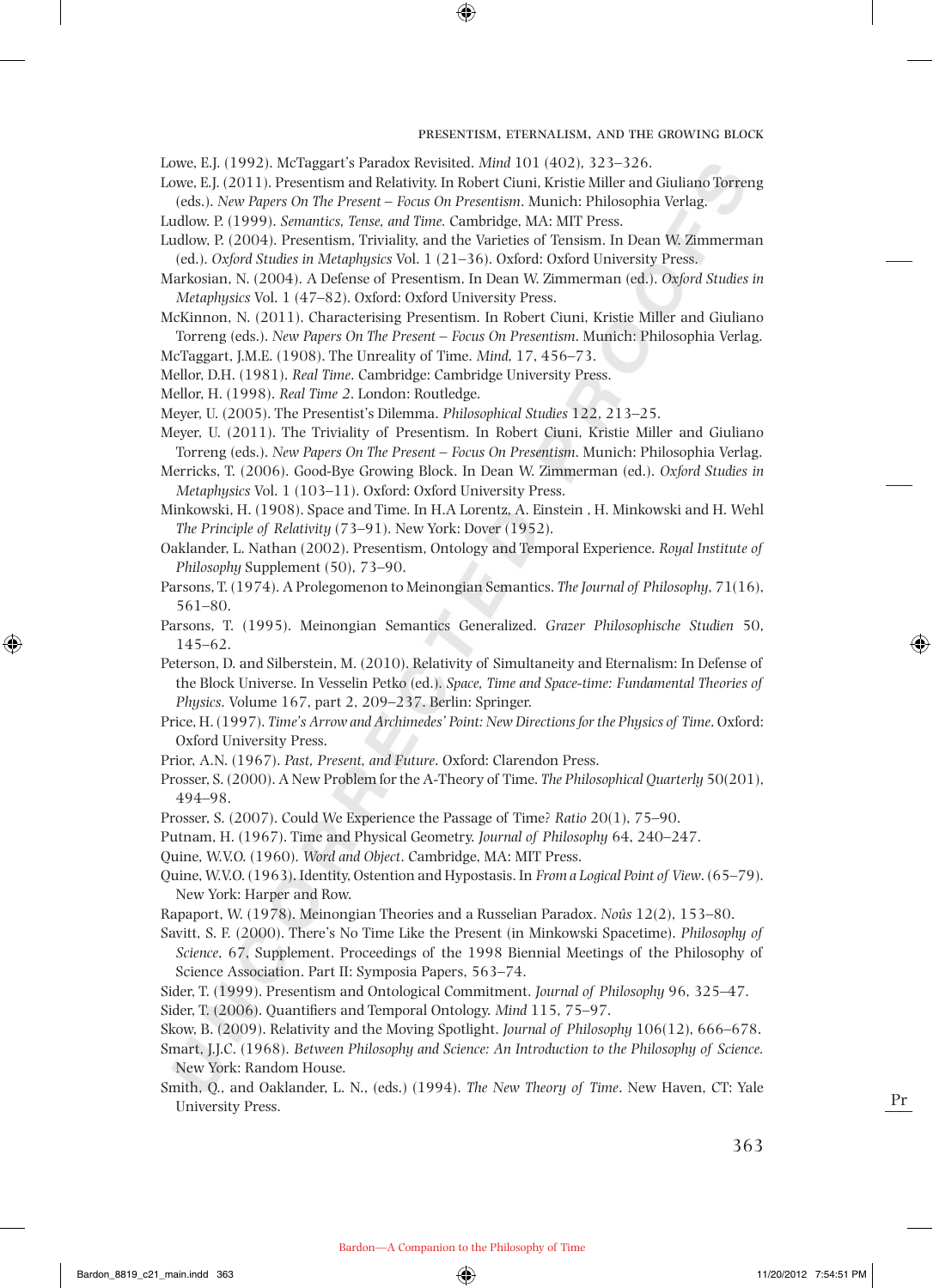Lowe, E.J. (1992). McTaggart's Paradox Revisited. *Mind* 101 (402), 323–326.

Lowe, E.J. (2011). Presentism and Relativity. In Robert Ciuni, Kristie Miller and Giuliano Torreng (eds.). *New Papers On The Present – Focus On Presentism*. Munich: Philosophia Verlag.

Ludlow. P. (1999). *Semantics, Tense, and Time.* Cambridge, MA: MIT Press.

Ludlow, P. (2004). Presentism, Triviality, and the Varieties of Tensism. In Dean W. Zimmerman (ed.). *Oxford Studies in Metaphysics* Vol. 1 (21–36). Oxford: Oxford University Press.

Markosian, N. (2004). A Defense of Presentism. In Dean W. Zimmerman (ed.). *Oxford Studies in Metaphysics* Vol. 1 (47–82). Oxford: Oxford University Press.

McKinnon, N. (2011). Characterising Presentism. In Robert Ciuni, Kristie Miller and Giuliano Torreng (eds.). *New Papers On The Present – Focus On Presentism*. Munich: Philosophia Verlag.

McTaggart, J.M.E. (1908). The Unreality of Time. *Mind*, 17, 456–73.

Mellor, D.H. (1981). *Real Time*. Cambridge: Cambridge University Press.

Mellor, H. (1998). *Real Time 2*. London: Routledge.

Meyer, U. (2005). The Presentist's Dilemma. *Philosophical Studies* 122, 213–25.

Meyer, U. (2011). The Triviality of Presentism. In Robert Ciuni, Kristie Miller and Giuliano Torreng (eds.). *New Papers On The Present – Focus On Presentism*. Munich: Philosophia Verlag.

Merricks, T. (2006). Good-Bye Growing Block. In Dean W. Zimmerman (ed.). *Oxford Studies in Metaphysics* Vol. 1 (103–11). Oxford: Oxford University Press.

Minkowski, H. (1908). Space and Time. In H.A Lorentz, A. Einstein , H. Minkowski and H. Wehl *The Principle of Relativity* (73–91). New York: Dover (1952).

Oaklander, L. Nathan (2002). Presentism, Ontology and Temporal Experience. *Royal Institute of Philosophy* Supplement (50), 73–90.

Parsons, T. (1974). A Prolegomenon to Meinongian Semantics. *The Journal of Philosophy*, 71(16), 561–80.

Parsons, T. (1995). Meinongian Semantics Generalized. *Grazer Philosophische Studien* 50, 145–62.

Peterson, D. and Silberstein, M. (2010). Relativity of Simultaneity and Eternalism: In Defense of the Block Universe. In Vesselin Petko (ed.). *Space, Time and Space-time: Fundamental Theories of Physics*. Volume 167, part 2, 209–237. Berlin: Springer.

Price, H. (1997). *Time's Arrow and Archimedes' Point: New Directions for the Physics of Time*. Oxford: Oxford University Press.

Prior, A.N. (1967). *Past, Present, and Future*. Oxford: Clarendon Press.

Prosser, S. (2000). A New Problem for the A-Theory of Time. *The Philosophical Quarterly* 50(201), 494–98.

Prosser, S. (2007). Could We Experience the Passage of Time? *Ratio* 20(1), 75–90.

Putnam, H. (1967). Time and Physical Geometry. *Journal of Philosophy* 64, 240–247.

Quine, W.V.O. (1960). *Word and Object*. Cambridge, MA: MIT Press.

Quine, W.V.O. (1963). Identity, Ostention and Hypostasis. In *From a Logical Point of View*. (65–79). New York: Harper and Row.

Rapaport, W. (1978). Meinongian Theories and a Russelian Paradox. *Noûs* 12(2), 153–80.

Savitt, S. F. (2000). There's No Time Like the Present (in Minkowski Spacetime). *Philosophy of Science*, 67, Supplement. Proceedings of the 1998 Biennial Meetings of the Philosophy of Science Association. Part II: Symposia Papers, 563–74.

Sider, T. (1999). Presentism and Ontological Commitment. *Journal of Philosophy* 96, 325–47.

Sider, T. (2006). Quantifiers and Temporal Ontology. *Mind* 115, 75–97.

Skow, B. (2009). Relativity and the Moving Spotlight. *Journal of Philosophy* 106(12), 666–678.

Smart, J.J.C. (1968). *Between Philosophy and Science: An Introduction to the Philosophy of Science*. New York: Random House.

Smith, Q., and Oaklander, L. N., (eds.) (1994). *The New Theory of Time*. New Haven, CT: Yale University Press.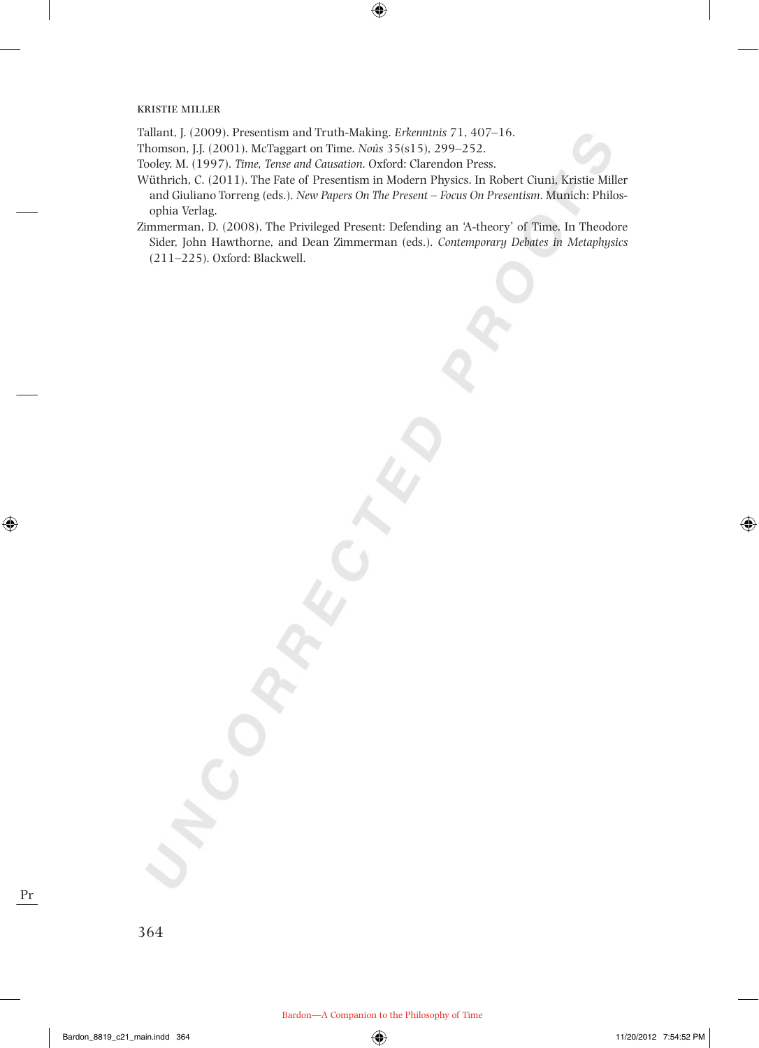Tallant, J. (2009). Presentism and Truth-Making. *Erkenntnis* 71, 407–16.

Thomson, J.J. (2001). McTaggart on Time. *Noûs* 35(s15), 299–252.

Tooley, M. (1997). *Time, Tense and Causation*. Oxford: Clarendon Press.

Wüthrich, C. (2011). The Fate of Presentism in Modern Physics. In Robert Ciuni, Kristie Miller and Giuliano Torreng (eds.). *New Papers On The Present – Focus On Presentism*. Munich: Philosophia Verlag.

Zimmerman, D. (2008). The Privileged Present: Defending an 'A-theory' of Time. In Theodore Sider, John Hawthorne, and Dean Zimmerman (eds.). *Contemporary Debates in Metaphysics* (211–225). Oxford: Blackwell.